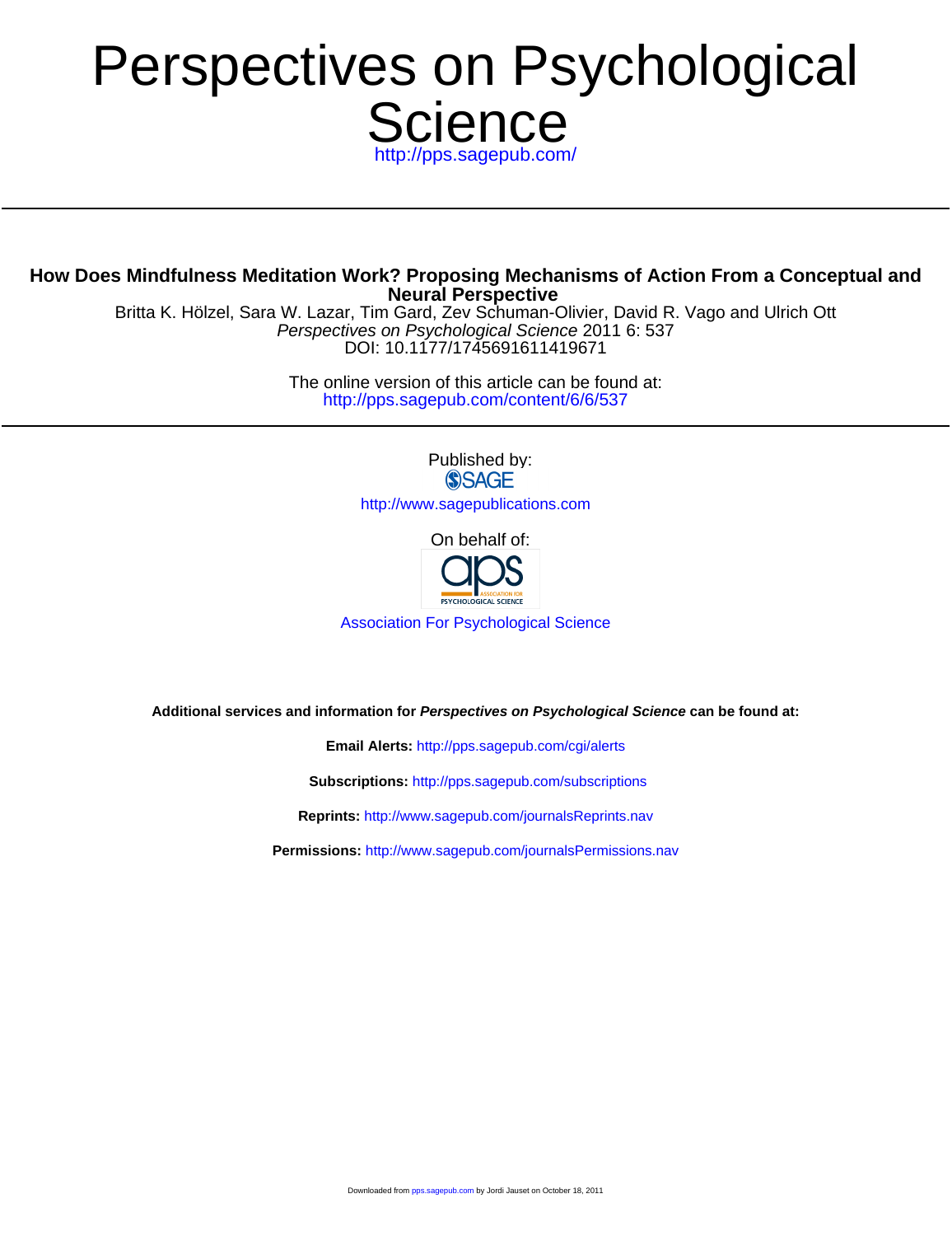# Perspectives on Psychological Science

http://pps.sagepub.com/

---

## How Does Mindfulness Meditation Work? Proposing Mechanisms of Action From a Conceptual and Neural Perspective

Britta K. Hölzel, Sara W. Lazar, Tim Gard, Zev Schuman-Olivier, David R. Vago and Ulrich Ott

*Perspectives on Psychological Science* 2011 6: 537

DOI: 10.1177/1745691611419671

The online version of this article can be found at:

http://pps.sagepub.com/content/6/6/537

---

Published by:

SAGE

http://www.sagepublications.com

On behalf of:

aps ASSOCIATION FOR PSYCHOLOGICAL SCIENCE

Association For Psychological Science

**Additional services and information for *Perspectives on Psychological Science* can be found at:**

**Email Alerts:** http://pps.sagepub.com/cgi/alerts

**Subscriptions:** http://pps.sagepub.com/subscriptions

**Reprints:** http://www.sagepub.com/journalsReprints.nav

**Permissions:** http://www.sagepub.com/journalsPermissions.nav

Downloaded from pps.sagepub.com by Jordi Jauset on October 18, 2011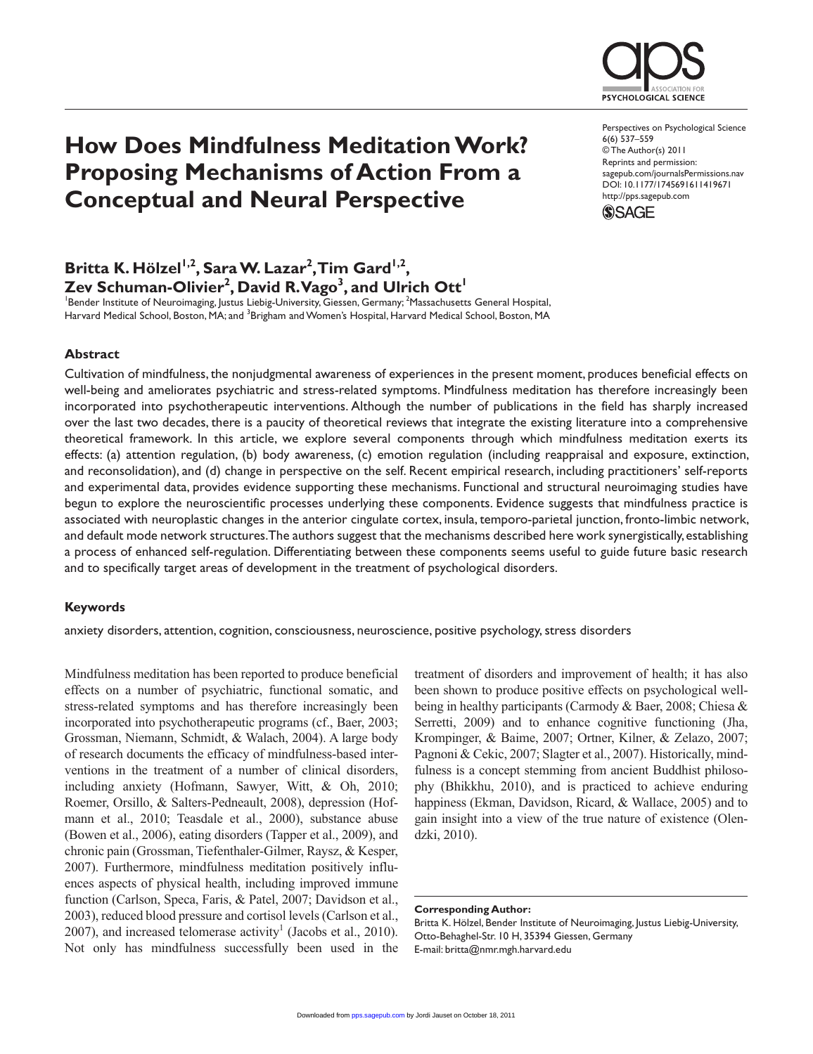# How Does Mindfulness Meditation Work? Proposing Mechanisms of Action From a Conceptual and Neural Perspective

Perspectives on Psychological Science
6(6) 537–559
© The Author(s) 2011
Reprints and permission:
sagepub.com/journalsPermissions.nav
DOI: 10.1177/1745691611419671
http://pps.sagepub.com

**Britta K. Hölzel[1,2], Sara W. Lazar[2], Tim Gard[1,2], Zev Schuman-Olivier[2], David R. Vago[3], and Ulrich Ott[1]**

[1]Bender Institute of Neuroimaging, Justus Liebig-University, Giessen, Germany; [2]Massachusetts General Hospital, Harvard Medical School, Boston, MA; and [3]Brigham and Women's Hospital, Harvard Medical School, Boston, MA

## Abstract

Cultivation of mindfulness, the nonjudgmental awareness of experiences in the present moment, produces beneficial effects on well-being and ameliorates psychiatric and stress-related symptoms. Mindfulness meditation has therefore increasingly been incorporated into psychotherapeutic interventions. Although the number of publications in the field has sharply increased over the last two decades, there is a paucity of theoretical reviews that integrate the existing literature into a comprehensive theoretical framework. In this article, we explore several components through which mindfulness meditation exerts its effects: (a) attention regulation, (b) body awareness, (c) emotion regulation (including reappraisal and exposure, extinction, and reconsolidation), and (d) change in perspective on the self. Recent empirical research, including practitioners' self-reports and experimental data, provides evidence supporting these mechanisms. Functional and structural neuroimaging studies have begun to explore the neuroscientific processes underlying these components. Evidence suggests that mindfulness practice is associated with neuroplastic changes in the anterior cingulate cortex, insula, temporo-parietal junction, fronto-limbic network, and default mode network structures. The authors suggest that the mechanisms described here work synergistically, establishing a process of enhanced self-regulation. Differentiating between these components seems useful to guide future basic research and to specifically target areas of development in the treatment of psychological disorders.

## Keywords

anxiety disorders, attention, cognition, consciousness, neuroscience, positive psychology, stress disorders

Mindfulness meditation has been reported to produce beneficial effects on a number of psychiatric, functional somatic, and stress-related symptoms and has therefore increasingly been incorporated into psychotherapeutic programs (cf., Baer, 2003; Grossman, Niemann, Schmidt, & Walach, 2004). A large body of research documents the efficacy of mindfulness-based interventions in the treatment of a number of clinical disorders, including anxiety (Hofmann, Sawyer, Witt, & Oh, 2010; Roemer, Orsillo, & Salters-Pedneault, 2008), depression (Hofmann et al., 2010; Teasdale et al., 2000), substance abuse (Bowen et al., 2006), eating disorders (Tapper et al., 2009), and chronic pain (Grossman, Tiefenthaler-Gilmer, Raysz, & Kesper, 2007). Furthermore, mindfulness meditation positively influences aspects of physical health, including improved immune function (Carlson, Speca, Faris, & Patel, 2007; Davidson et al., 2003), reduced blood pressure and cortisol levels (Carlson et al., 2007), and increased telomerase activity[1] (Jacobs et al., 2010). Not only has mindfulness successfully been used in the treatment of disorders and improvement of health; it has also been shown to produce positive effects on psychological well-being in healthy participants (Carmody & Baer, 2008; Chiesa & Serretti, 2009) and to enhance cognitive functioning (Jha, Krompinger, & Baime, 2007; Ortner, Kilner, & Zelazo, 2007; Pagnoni & Cekic, 2007; Slagter et al., 2007). Historically, mindfulness is a concept stemming from ancient Buddhist philosophy (Bhikkhu, 2010), and is practiced to achieve enduring happiness (Ekman, Davidson, Ricard, & Wallace, 2005) and to gain insight into a view of the true nature of existence (Olendzki, 2010).

**Corresponding Author:**
Britta K. Hölzel, Bender Institute of Neuroimaging, Justus Liebig-University, Otto-Behaghel-Str. 10 H, 35394 Giessen, Germany
E-mail: britta@nmr.mgh.harvard.edu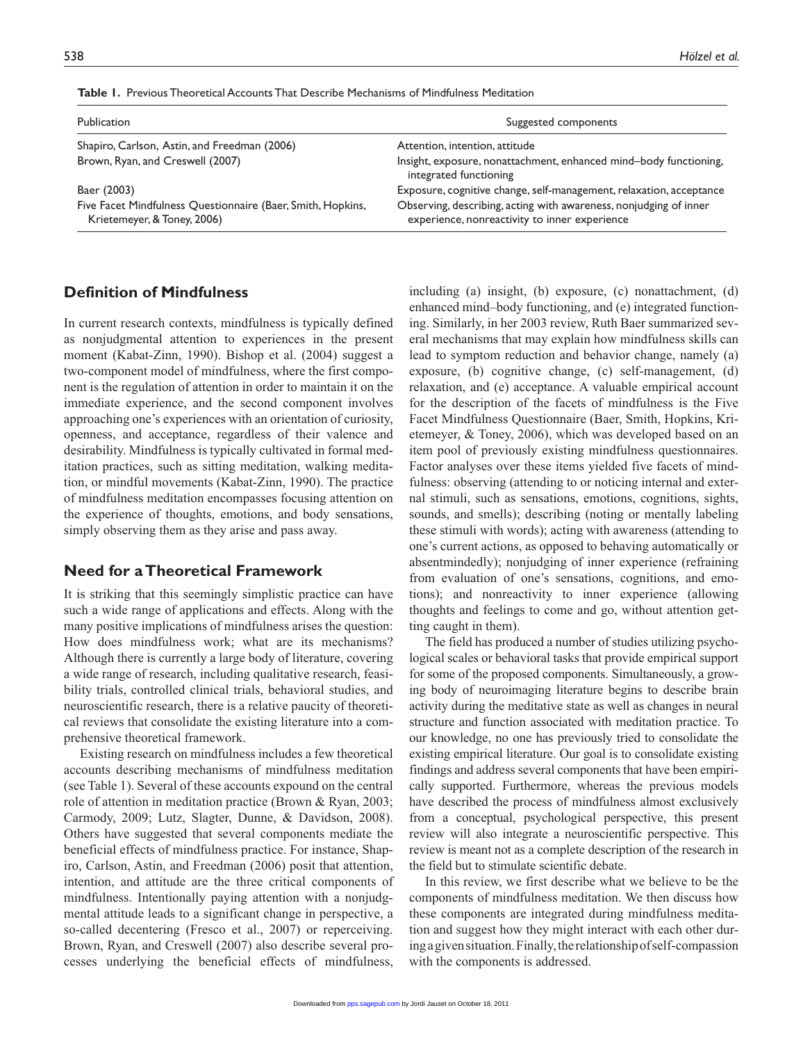**Table 1.** Previous Theoretical Accounts That Describe Mechanisms of Mindfulness Meditation

| Publication | Suggested components |
|---|---|
| Shapiro, Carlson, Astin, and Freedman (2006) | Attention, intention, attitude |
| Brown, Ryan, and Creswell (2007) | Insight, exposure, nonattachment, enhanced mind–body functioning, integrated functioning |
| Baer (2003) | Exposure, cognitive change, self-management, relaxation, acceptance |
| Five Facet Mindfulness Questionnaire (Baer, Smith, Hopkins, Krietemeyer, & Toney, 2006) | Observing, describing, acting with awareness, nonjudging of inner experience, nonreactivity to inner experience |

## Definition of Mindfulness

In current research contexts, mindfulness is typically defined as nonjudgmental attention to experiences in the present moment (Kabat-Zinn, 1990). Bishop et al. (2004) suggest a two-component model of mindfulness, where the first component is the regulation of attention in order to maintain it on the immediate experience, and the second component involves approaching one's experiences with an orientation of curiosity, openness, and acceptance, regardless of their valence and desirability. Mindfulness is typically cultivated in formal meditation practices, such as sitting meditation, walking meditation, or mindful movements (Kabat-Zinn, 1990). The practice of mindfulness meditation encompasses focusing attention on the experience of thoughts, emotions, and body sensations, simply observing them as they arise and pass away.

## Need for a Theoretical Framework

It is striking that this seemingly simplistic practice can have such a wide range of applications and effects. Along with the many positive implications of mindfulness arises the question: How does mindfulness work; what are its mechanisms? Although there is currently a large body of literature, covering a wide range of research, including qualitative research, feasibility trials, controlled clinical trials, behavioral studies, and neuroscientific research, there is a relative paucity of theoretical reviews that consolidate the existing literature into a comprehensive theoretical framework.

Existing research on mindfulness includes a few theoretical accounts describing mechanisms of mindfulness meditation (see Table 1). Several of these accounts expound on the central role of attention in meditation practice (Brown & Ryan, 2003; Carmody, 2009; Lutz, Slagter, Dunne, & Davidson, 2008). Others have suggested that several components mediate the beneficial effects of mindfulness practice. For instance, Shapiro, Carlson, Astin, and Freedman (2006) posit that attention, intention, and attitude are the three critical components of mindfulness. Intentionally paying attention with a nonjudgmental attitude leads to a significant change in perspective, a so-called decentering (Fresco et al., 2007) or reperceiving. Brown, Ryan, and Creswell (2007) also describe several processes underlying the beneficial effects of mindfulness, including (a) insight, (b) exposure, (c) nonattachment, (d) enhanced mind–body functioning, and (e) integrated functioning. Similarly, in her 2003 review, Ruth Baer summarized several mechanisms that may explain how mindfulness skills can lead to symptom reduction and behavior change, namely (a) exposure, (b) cognitive change, (c) self-management, (d) relaxation, and (e) acceptance. A valuable empirical account for the description of the facets of mindfulness is the Five Facet Mindfulness Questionnaire (Baer, Smith, Hopkins, Krietemeyer, & Toney, 2006), which was developed based on an item pool of previously existing mindfulness questionnaires. Factor analyses over these items yielded five facets of mindfulness: observing (attending to or noticing internal and external stimuli, such as sensations, emotions, cognitions, sights, sounds, and smells); describing (noting or mentally labeling these stimuli with words); acting with awareness (attending to one's current actions, as opposed to behaving automatically or absentmindedly); nonjudging of inner experience (refraining from evaluation of one's sensations, cognitions, and emotions); and nonreactivity to inner experience (allowing thoughts and feelings to come and go, without attention getting caught in them).

The field has produced a number of studies utilizing psychological scales or behavioral tasks that provide empirical support for some of the proposed components. Simultaneously, a growing body of neuroimaging literature begins to describe brain activity during the meditative state as well as changes in neural structure and function associated with meditation practice. To our knowledge, no one has previously tried to consolidate the existing empirical literature. Our goal is to consolidate existing findings and address several components that have been empirically supported. Furthermore, whereas the previous models have described the process of mindfulness almost exclusively from a conceptual, psychological perspective, this present review will also integrate a neuroscientific perspective. This review is meant not as a complete description of the research in the field but to stimulate scientific debate.

In this review, we first describe what we believe to be the components of mindfulness meditation. We then discuss how these components are integrated during mindfulness meditation and suggest how they might interact with each other during a given situation. Finally, the relationship of self-compassion with the components is addressed.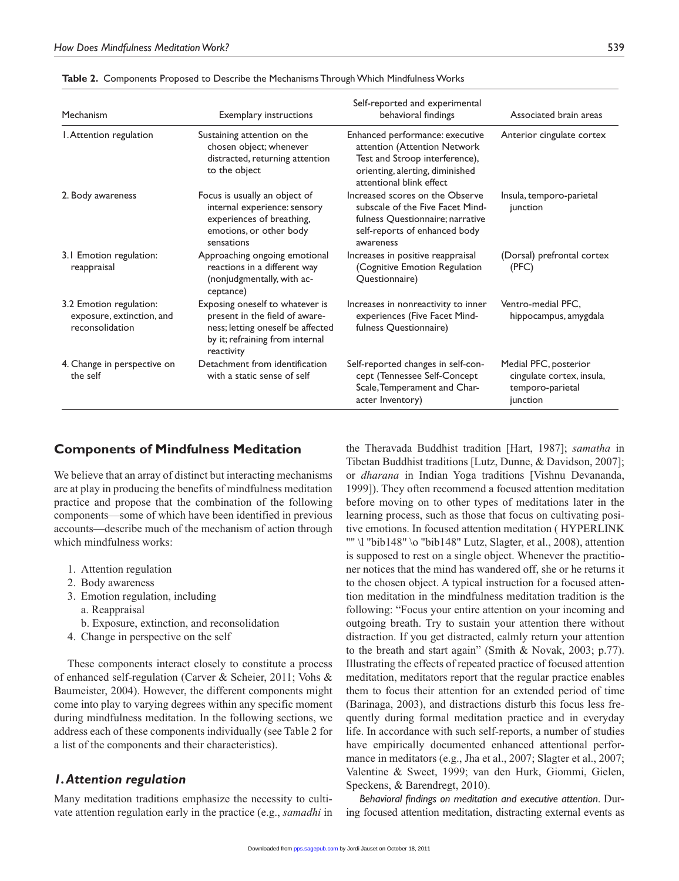**Table 2.** Components Proposed to Describe the Mechanisms Through Which Mindfulness Works

| Mechanism | Exemplary instructions | Self-reported and experimental behavioral findings | Associated brain areas |
|---|---|---|---|
| 1. Attention regulation | Sustaining attention on the chosen object; whenever distracted, returning attention to the object | Enhanced performance: executive attention (Attention Network Test and Stroop interference), orienting, alerting, diminished attentional blink effect | Anterior cingulate cortex |
| 2. Body awareness | Focus is usually an object of internal experience: sensory experiences of breathing, emotions, or other body sensations | Increased scores on the Observe subscale of the Five Facet Mindfulness Questionnaire; narrative self-reports of enhanced body awareness | Insula, temporo-parietal junction |
| 3.1 Emotion regulation: reappraisal | Approaching ongoing emotional reactions in a different way (nonjudgmentally, with acceptance) | Increases in positive reappraisal (Cognitive Emotion Regulation Questionnaire) | (Dorsal) prefrontal cortex (PFC) |
| 3.2 Emotion regulation: exposure, extinction, and reconsolidation | Exposing oneself to whatever is present in the field of awareness; letting oneself be affected by it; refraining from internal reactivity | Increases in nonreactivity to inner experiences (Five Facet Mindfulness Questionnaire) | Ventro-medial PFC, hippocampus, amygdala |
| 4. Change in perspective on the self | Detachment from identification with a static sense of self | Self-reported changes in self-concept (Tennessee Self-Concept Scale, Temperament and Character Inventory) | Medial PFC, posterior cingulate cortex, insula, temporo-parietal junction |

## Components of Mindfulness Meditation

We believe that an array of distinct but interacting mechanisms are at play in producing the benefits of mindfulness meditation practice and propose that the combination of the following components—some of which have been identified in previous accounts—describe much of the mechanism of action through which mindfulness works:

1. Attention regulation
2. Body awareness
3. Emotion regulation, including
   a. Reappraisal
   b. Exposure, extinction, and reconsolidation
4. Change in perspective on the self

These components interact closely to constitute a process of enhanced self-regulation (Carver & Scheier, 2011; Vohs & Baumeister, 2004). However, the different components might come into play to varying degrees within any specific moment during mindfulness meditation. In the following sections, we address each of these components individually (see Table 2 for a list of the components and their characteristics).

### *1. Attention regulation*

Many meditation traditions emphasize the necessity to cultivate attention regulation early in the practice (e.g., *samadhi* in the Theravada Buddhist tradition [Hart, 1987]; *samatha* in Tibetan Buddhist traditions [Lutz, Dunne, & Davidson, 2007]; or *dharana* in Indian Yoga traditions [Vishnu Devananda, 1999]). They often recommend a focused attention meditation before moving on to other types of meditations later in the learning process, such as those that focus on cultivating positive emotions. In focused attention meditation ( HYPERLINK "" \l "bib148" \o "bib148" Lutz, Slagter, et al., 2008), attention is supposed to rest on a single object. Whenever the practitioner notices that the mind has wandered off, she or he returns it to the chosen object. A typical instruction for a focused attention meditation in the mindfulness meditation tradition is the following: "Focus your entire attention on your incoming and outgoing breath. Try to sustain your attention there without distraction. If you get distracted, calmly return your attention to the breath and start again" (Smith & Novak, 2003; p.77). Illustrating the effects of repeated practice of focused attention meditation, meditators report that the regular practice enables them to focus their attention for an extended period of time (Barinaga, 2003), and distractions disturb this focus less frequently during formal meditation practice and in everyday life. In accordance with such self-reports, a number of studies have empirically documented enhanced attentional performance in meditators (e.g., Jha et al., 2007; Slagter et al., 2007; Valentine & Sweet, 1999; van den Hurk, Giommi, Gielen, Speckens, & Barendregt, 2010).

*Behavioral findings on meditation and executive attention*. During focused attention meditation, distracting external events as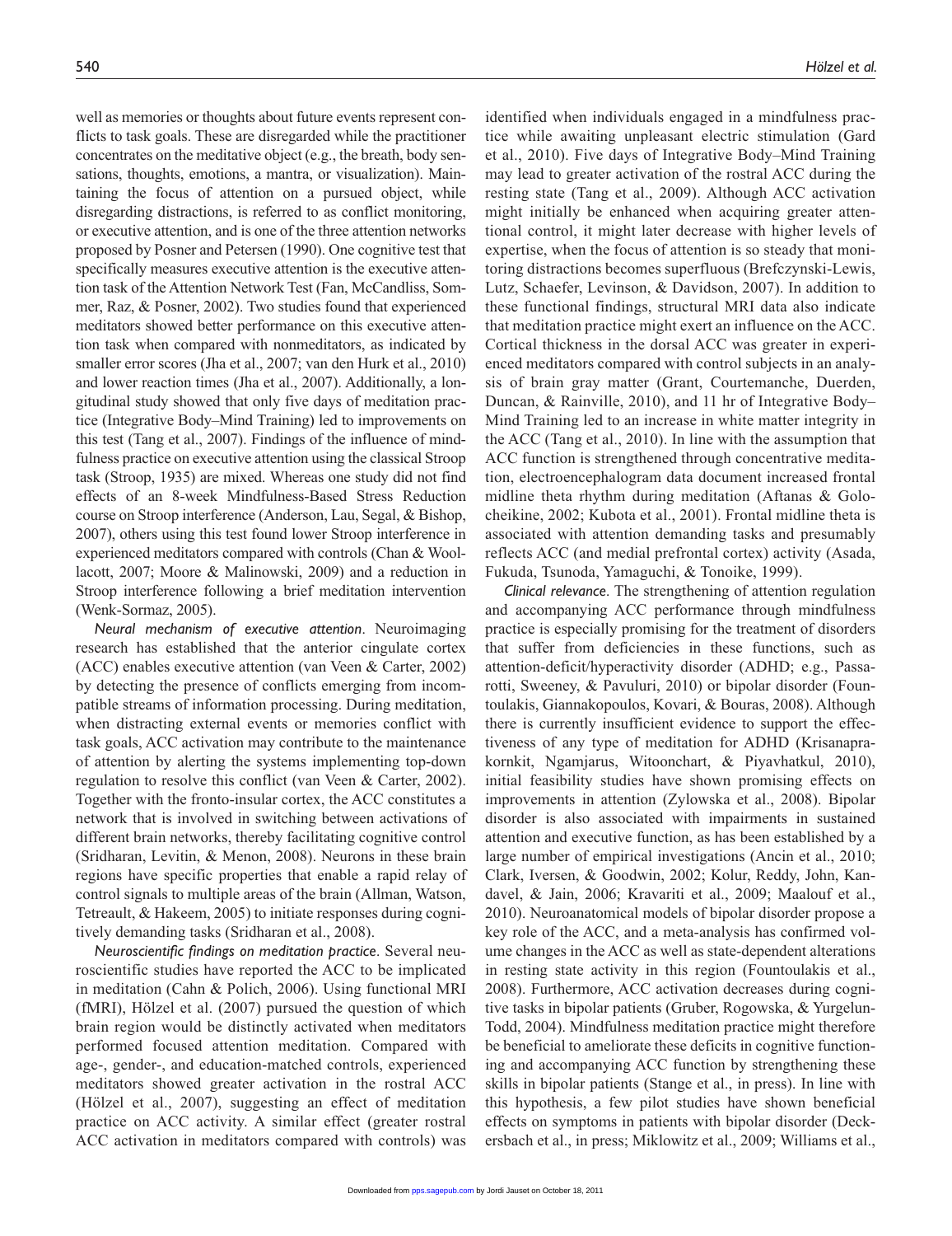well as memories or thoughts about future events represent conflicts to task goals. These are disregarded while the practitioner concentrates on the meditative object (e.g., the breath, body sensations, thoughts, emotions, a mantra, or visualization). Maintaining the focus of attention on a pursued object, while disregarding distractions, is referred to as conflict monitoring, or executive attention, and is one of the three attention networks proposed by Posner and Petersen (1990). One cognitive test that specifically measures executive attention is the executive attention task of the Attention Network Test (Fan, McCandliss, Sommer, Raz, & Posner, 2002). Two studies found that experienced meditators showed better performance on this executive attention task when compared with nonmeditators, as indicated by smaller error scores (Jha et al., 2007; van den Hurk et al., 2010) and lower reaction times (Jha et al., 2007). Additionally, a longitudinal study showed that only five days of meditation practice (Integrative Body–Mind Training) led to improvements on this test (Tang et al., 2007). Findings of the influence of mindfulness practice on executive attention using the classical Stroop task (Stroop, 1935) are mixed. Whereas one study did not find effects of an 8-week Mindfulness-Based Stress Reduction course on Stroop interference (Anderson, Lau, Segal, & Bishop, 2007), others using this test found lower Stroop interference in experienced meditators compared with controls (Chan & Woollacott, 2007; Moore & Malinowski, 2009) and a reduction in Stroop interference following a brief meditation intervention (Wenk-Sormaz, 2005).

*Neural mechanism of executive attention*. Neuroimaging research has established that the anterior cingulate cortex (ACC) enables executive attention (van Veen & Carter, 2002) by detecting the presence of conflicts emerging from incompatible streams of information processing. During meditation, when distracting external events or memories conflict with task goals, ACC activation may contribute to the maintenance of attention by alerting the systems implementing top-down regulation to resolve this conflict (van Veen & Carter, 2002). Together with the fronto-insular cortex, the ACC constitutes a network that is involved in switching between activations of different brain networks, thereby facilitating cognitive control (Sridharan, Levitin, & Menon, 2008). Neurons in these brain regions have specific properties that enable a rapid relay of control signals to multiple areas of the brain (Allman, Watson, Tetreault, & Hakeem, 2005) to initiate responses during cognitively demanding tasks (Sridharan et al., 2008).

*Neuroscientific findings on meditation practice*. Several neuroscientific studies have reported the ACC to be implicated in meditation (Cahn & Polich, 2006). Using functional MRI (fMRI), Hölzel et al. (2007) pursued the question of which brain region would be distinctly activated when meditators performed focused attention meditation. Compared with age-, gender-, and education-matched controls, experienced meditators showed greater activation in the rostral ACC (Hölzel et al., 2007), suggesting an effect of meditation practice on ACC activity. A similar effect (greater rostral ACC activation in meditators compared with controls) was identified when individuals engaged in a mindfulness practice while awaiting unpleasant electric stimulation (Gard et al., 2010). Five days of Integrative Body–Mind Training may lead to greater activation of the rostral ACC during the resting state (Tang et al., 2009). Although ACC activation might initially be enhanced when acquiring greater attentional control, it might later decrease with higher levels of expertise, when the focus of attention is so steady that monitoring distractions becomes superfluous (Brefczynski-Lewis, Lutz, Schaefer, Levinson, & Davidson, 2007). In addition to these functional findings, structural MRI data also indicate that meditation practice might exert an influence on the ACC. Cortical thickness in the dorsal ACC was greater in experienced meditators compared with control subjects in an analysis of brain gray matter (Grant, Courtemanche, Duerden, Duncan, & Rainville, 2010), and 11 hr of Integrative Body–Mind Training led to an increase in white matter integrity in the ACC (Tang et al., 2010). In line with the assumption that ACC function is strengthened through concentrative meditation, electroencephalogram data document increased frontal midline theta rhythm during meditation (Aftanas & Golocheikine, 2002; Kubota et al., 2001). Frontal midline theta is associated with attention demanding tasks and presumably reflects ACC (and medial prefrontal cortex) activity (Asada, Fukuda, Tsunoda, Yamaguchi, & Tonoike, 1999).

*Clinical relevance*. The strengthening of attention regulation and accompanying ACC performance through mindfulness practice is especially promising for the treatment of disorders that suffer from deficiencies in these functions, such as attention-deficit/hyperactivity disorder (ADHD; e.g., Passarotti, Sweeney, & Pavuluri, 2010) or bipolar disorder (Fountoulakis, Giannakopoulos, Kovari, & Bouras, 2008). Although there is currently insufficient evidence to support the effectiveness of any type of meditation for ADHD (Krisanaprakornkit, Ngamjarus, Witoonchart, & Piyavhatkul, 2010), initial feasibility studies have shown promising effects on improvements in attention (Zylowska et al., 2008). Bipolar disorder is also associated with impairments in sustained attention and executive function, as has been established by a large number of empirical investigations (Ancin et al., 2010; Clark, Iversen, & Goodwin, 2002; Kolur, Reddy, John, Kandavel, & Jain, 2006; Kravariti et al., 2009; Maalouf et al., 2010). Neuroanatomical models of bipolar disorder propose a key role of the ACC, and a meta-analysis has confirmed volume changes in the ACC as well as state-dependent alterations in resting state activity in this region (Fountoulakis et al., 2008). Furthermore, ACC activation decreases during cognitive tasks in bipolar patients (Gruber, Rogowska, & Yurgelun-Todd, 2004). Mindfulness meditation practice might therefore be beneficial to ameliorate these deficits in cognitive functioning and accompanying ACC function by strengthening these skills in bipolar patients (Stange et al., in press). In line with this hypothesis, a few pilot studies have shown beneficial effects on symptoms in patients with bipolar disorder (Deckersbach et al., in press; Miklowitz et al., 2009; Williams et al.,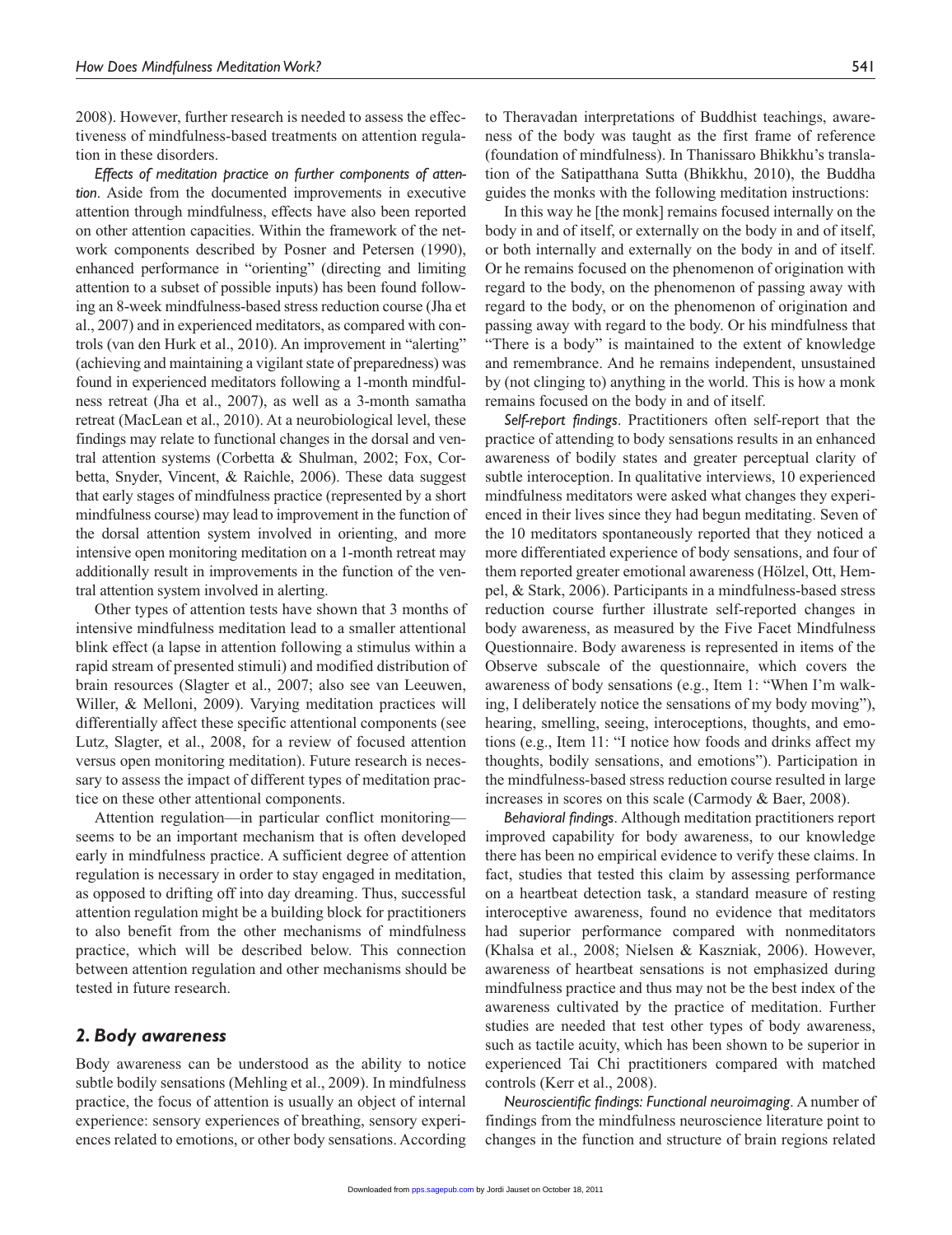2008). However, further research is needed to assess the effectiveness of mindfulness-based treatments on attention regulation in these disorders.

*Effects of meditation practice on further components of attention*. Aside from the documented improvements in executive attention through mindfulness, effects have also been reported on other attention capacities. Within the framework of the network components described by Posner and Petersen (1990), enhanced performance in "orienting" (directing and limiting attention to a subset of possible inputs) has been found following an 8-week mindfulness-based stress reduction course (Jha et al., 2007) and in experienced meditators, as compared with controls (van den Hurk et al., 2010). An improvement in "alerting" (achieving and maintaining a vigilant state of preparedness) was found in experienced meditators following a 1-month mindfulness retreat (Jha et al., 2007), as well as a 3-month samatha retreat (MacLean et al., 2010). At a neurobiological level, these findings may relate to functional changes in the dorsal and ventral attention systems (Corbetta & Shulman, 2002; Fox, Corbetta, Snyder, Vincent, & Raichle, 2006). These data suggest that early stages of mindfulness practice (represented by a short mindfulness course) may lead to improvement in the function of the dorsal attention system involved in orienting, and more intensive open monitoring meditation on a 1-month retreat may additionally result in improvements in the function of the ventral attention system involved in alerting.

Other types of attention tests have shown that 3 months of intensive mindfulness meditation lead to a smaller attentional blink effect (a lapse in attention following a stimulus within a rapid stream of presented stimuli) and modified distribution of brain resources (Slagter et al., 2007; also see van Leeuwen, Willer, & Melloni, 2009). Varying meditation practices will differentially affect these specific attentional components (see Lutz, Slagter, et al., 2008, for a review of focused attention versus open monitoring meditation). Future research is necessary to assess the impact of different types of meditation practice on these other attentional components.

Attention regulation—in particular conflict monitoring—seems to be an important mechanism that is often developed early in mindfulness practice. A sufficient degree of attention regulation is necessary in order to stay engaged in meditation, as opposed to drifting off into day dreaming. Thus, successful attention regulation might be a building block for practitioners to also benefit from the other mechanisms of mindfulness practice, which will be described below. This connection between attention regulation and other mechanisms should be tested in future research.

## 2. Body awareness

Body awareness can be understood as the ability to notice subtle bodily sensations (Mehling et al., 2009). In mindfulness practice, the focus of attention is usually an object of internal experience: sensory experiences of breathing, sensory experiences related to emotions, or other body sensations. According to Theravadan interpretations of Buddhist teachings, awareness of the body was taught as the first frame of reference (foundation of mindfulness). In Thanissaro Bhikkhu's translation of the Satipatthana Sutta (Bhikkhu, 2010), the Buddha guides the monks with the following meditation instructions:

> In this way he [the monk] remains focused internally on the body in and of itself, or externally on the body in and of itself, or both internally and externally on the body in and of itself. Or he remains focused on the phenomenon of origination with regard to the body, on the phenomenon of passing away with regard to the body, or on the phenomenon of origination and passing away with regard to the body. Or his mindfulness that "There is a body" is maintained to the extent of knowledge and remembrance. And he remains independent, unsustained by (not clinging to) anything in the world. This is how a monk remains focused on the body in and of itself.

*Self-report findings*. Practitioners often self-report that the practice of attending to body sensations results in an enhanced awareness of bodily states and greater perceptual clarity of subtle interoception. In qualitative interviews, 10 experienced mindfulness meditators were asked what changes they experienced in their lives since they had begun meditating. Seven of the 10 meditators spontaneously reported that they noticed a more differentiated experience of body sensations, and four of them reported greater emotional awareness (Hölzel, Ott, Hempel, & Stark, 2006). Participants in a mindfulness-based stress reduction course further illustrate self-reported changes in body awareness, as measured by the Five Facet Mindfulness Questionnaire. Body awareness is represented in items of the Observe subscale of the questionnaire, which covers the awareness of body sensations (e.g., Item 1: "When I'm walking, I deliberately notice the sensations of my body moving"), hearing, smelling, seeing, interoceptions, thoughts, and emotions (e.g., Item 11: "I notice how foods and drinks affect my thoughts, bodily sensations, and emotions"). Participation in the mindfulness-based stress reduction course resulted in large increases in scores on this scale (Carmody & Baer, 2008).

*Behavioral findings*. Although meditation practitioners report improved capability for body awareness, to our knowledge there has been no empirical evidence to verify these claims. In fact, studies that tested this claim by assessing performance on a heartbeat detection task, a standard measure of resting interoceptive awareness, found no evidence that meditators had superior performance compared with nonmeditators (Khalsa et al., 2008; Nielsen & Kaszniak, 2006). However, awareness of heartbeat sensations is not emphasized during mindfulness practice and thus may not be the best index of the awareness cultivated by the practice of meditation. Further studies are needed that test other types of body awareness, such as tactile acuity, which has been shown to be superior in experienced Tai Chi practitioners compared with matched controls (Kerr et al., 2008).

*Neuroscientific findings: Functional neuroimaging*. A number of findings from the mindfulness neuroscience literature point to changes in the function and structure of brain regions related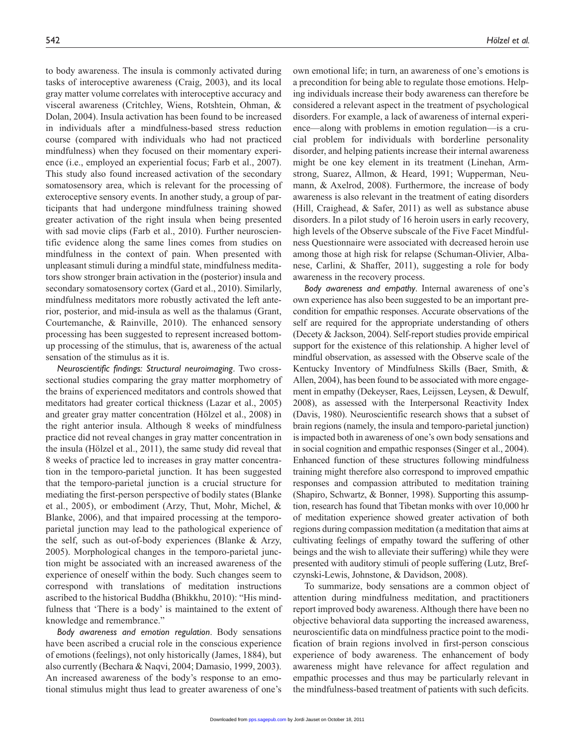to body awareness. The insula is commonly activated during tasks of interoceptive awareness (Craig, 2003), and its local gray matter volume correlates with interoceptive accuracy and visceral awareness (Critchley, Wiens, Rotshtein, Ohman, & Dolan, 2004). Insula activation has been found to be increased in individuals after a mindfulness-based stress reduction course (compared with individuals who had not practiced mindfulness) when they focused on their momentary experience (i.e., employed an experiential focus; Farb et al., 2007). This study also found increased activation of the secondary somatosensory area, which is relevant for the processing of exteroceptive sensory events. In another study, a group of participants that had undergone mindfulness training showed greater activation of the right insula when being presented with sad movie clips (Farb et al., 2010). Further neuroscientific evidence along the same lines comes from studies on mindfulness in the context of pain. When presented with unpleasant stimuli during a mindful state, mindfulness meditators show stronger brain activation in the (posterior) insula and secondary somatosensory cortex (Gard et al., 2010). Similarly, mindfulness meditators more robustly activated the left anterior, posterior, and mid-insula as well as the thalamus (Grant, Courtemanche, & Rainville, 2010). The enhanced sensory processing has been suggested to represent increased bottom-up processing of the stimulus, that is, awareness of the actual sensation of the stimulus as it is.

*Neuroscientific findings: Structural neuroimaging*. Two cross-sectional studies comparing the gray matter morphometry of the brains of experienced meditators and controls showed that meditators had greater cortical thickness (Lazar et al., 2005) and greater gray matter concentration (Hölzel et al., 2008) in the right anterior insula. Although 8 weeks of mindfulness practice did not reveal changes in gray matter concentration in the insula (Hölzel et al., 2011), the same study did reveal that 8 weeks of practice led to increases in gray matter concentration in the temporo-parietal junction. It has been suggested that the temporo-parietal junction is a crucial structure for mediating the first-person perspective of bodily states (Blanke et al., 2005), or embodiment (Arzy, Thut, Mohr, Michel, & Blanke, 2006), and that impaired processing at the temporo-parietal junction may lead to the pathological experience of the self, such as out-of-body experiences (Blanke & Arzy, 2005). Morphological changes in the temporo-parietal junction might be associated with an increased awareness of the experience of oneself within the body. Such changes seem to correspond with translations of meditation instructions ascribed to the historical Buddha (Bhikkhu, 2010): "His mindfulness that 'There is a body' is maintained to the extent of knowledge and remembrance."

*Body awareness and emotion regulation*. Body sensations have been ascribed a crucial role in the conscious experience of emotions (feelings), not only historically (James, 1884), but also currently (Bechara & Naqvi, 2004; Damasio, 1999, 2003). An increased awareness of the body's response to an emotional stimulus might thus lead to greater awareness of one's own emotional life; in turn, an awareness of one's emotions is a precondition for being able to regulate those emotions. Helping individuals increase their body awareness can therefore be considered a relevant aspect in the treatment of psychological disorders. For example, a lack of awareness of internal experience—along with problems in emotion regulation—is a crucial problem for individuals with borderline personality disorder, and helping patients increase their internal awareness might be one key element in its treatment (Linehan, Armstrong, Suarez, Allmon, & Heard, 1991; Wupperman, Neumann, & Axelrod, 2008). Furthermore, the increase of body awareness is also relevant in the treatment of eating disorders (Hill, Craighead, & Safer, 2011) as well as substance abuse disorders. In a pilot study of 16 heroin users in early recovery, high levels of the Observe subscale of the Five Facet Mindfulness Questionnaire were associated with decreased heroin use among those at high risk for relapse (Schuman-Olivier, Albanese, Carlini, & Shaffer, 2011), suggesting a role for body awareness in the recovery process.

*Body awareness and empathy*. Internal awareness of one's own experience has also been suggested to be an important precondition for empathic responses. Accurate observations of the self are required for the appropriate understanding of others (Decety & Jackson, 2004). Self-report studies provide empirical support for the existence of this relationship. A higher level of mindful observation, as assessed with the Observe scale of the Kentucky Inventory of Mindfulness Skills (Baer, Smith, & Allen, 2004), has been found to be associated with more engagement in empathy (Dekeyser, Raes, Leijssen, Leysen, & Dewulf, 2008), as assessed with the Interpersonal Reactivity Index (Davis, 1980). Neuroscientific research shows that a subset of brain regions (namely, the insula and temporo-parietal junction) is impacted both in awareness of one's own body sensations and in social cognition and empathic responses (Singer et al., 2004). Enhanced function of these structures following mindfulness training might therefore also correspond to improved empathic responses and compassion attributed to meditation training (Shapiro, Schwartz, & Bonner, 1998). Supporting this assumption, research has found that Tibetan monks with over 10,000 hr of meditation experience showed greater activation of both regions during compassion meditation (a meditation that aims at cultivating feelings of empathy toward the suffering of other beings and the wish to alleviate their suffering) while they were presented with auditory stimuli of people suffering (Lutz, Brefczynski-Lewis, Johnstone, & Davidson, 2008).

To summarize, body sensations are a common object of attention during mindfulness meditation, and practitioners report improved body awareness. Although there have been no objective behavioral data supporting the increased awareness, neuroscientific data on mindfulness practice point to the modification of brain regions involved in first-person conscious experience of body awareness. The enhancement of body awareness might have relevance for affect regulation and empathic processes and thus may be particularly relevant in the mindfulness-based treatment of patients with such deficits.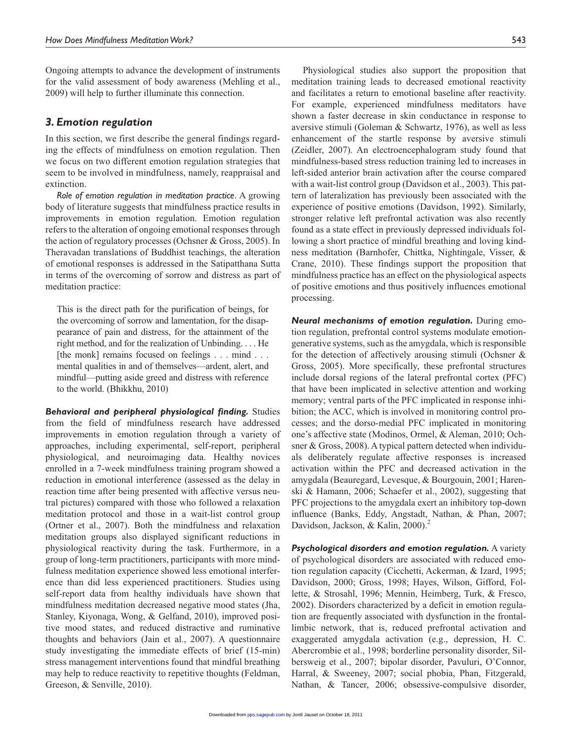Ongoing attempts to advance the development of instruments for the valid assessment of body awareness (Mehling et al., 2009) will help to further illuminate this connection.

### 3. Emotion regulation

In this section, we first describe the general findings regarding the effects of mindfulness on emotion regulation. Then we focus on two different emotion regulation strategies that seem to be involved in mindfulness, namely, reappraisal and extinction.

*Role of emotion regulation in meditation practice*. A growing body of literature suggests that mindfulness practice results in improvements in emotion regulation. Emotion regulation refers to the alteration of ongoing emotional responses through the action of regulatory processes (Ochsner & Gross, 2005). In Theravadan translations of Buddhist teachings, the alteration of emotional responses is addressed in the Satipatthana Sutta in terms of the overcoming of sorrow and distress as part of meditation practice:

> This is the direct path for the purification of beings, for the overcoming of sorrow and lamentation, for the disappearance of pain and distress, for the attainment of the right method, and for the realization of Unbinding. . . . He [the monk] remains focused on feelings . . . mind . . . mental qualities in and of themselves—ardent, alert, and mindful—putting aside greed and distress with reference to the world. (Bhikkhu, 2010)

***Behavioral and peripheral physiological finding.*** Studies from the field of mindfulness research have addressed improvements in emotion regulation through a variety of approaches, including experimental, self-report, peripheral physiological, and neuroimaging data. Healthy novices enrolled in a 7-week mindfulness training program showed a reduction in emotional interference (assessed as the delay in reaction time after being presented with affective versus neutral pictures) compared with those who followed a relaxation meditation protocol and those in a wait-list control group (Ortner et al., 2007). Both the mindfulness and relaxation meditation groups also displayed significant reductions in physiological reactivity during the task. Furthermore, in a group of long-term practitioners, participants with more mindfulness meditation experience showed less emotional interference than did less experienced practitioners. Studies using self-report data from healthy individuals have shown that mindfulness meditation decreased negative mood states (Jha, Stanley, Kiyonaga, Wong, & Gelfand, 2010), improved positive mood states, and reduced distractive and ruminative thoughts and behaviors (Jain et al., 2007). A questionnaire study investigating the immediate effects of brief (15-min) stress management interventions found that mindful breathing may help to reduce reactivity to repetitive thoughts (Feldman, Greeson, & Senville, 2010).

Physiological studies also support the proposition that meditation training leads to decreased emotional reactivity and facilitates a return to emotional baseline after reactivity. For example, experienced mindfulness meditators have shown a faster decrease in skin conductance in response to aversive stimuli (Goleman & Schwartz, 1976), as well as less enhancement of the startle response by aversive stimuli (Zeidler, 2007). An electroencephalogram study found that mindfulness-based stress reduction training led to increases in left-sided anterior brain activation after the course compared with a wait-list control group (Davidson et al., 2003). This pattern of lateralization has previously been associated with the experience of positive emotions (Davidson, 1992). Similarly, stronger relative left prefrontal activation was also recently found as a state effect in previously depressed individuals following a short practice of mindful breathing and loving kindness meditation (Barnhofer, Chittka, Nightingale, Visser, & Crane, 2010). These findings support the proposition that mindfulness practice has an effect on the physiological aspects of positive emotions and thus positively influences emotional processing.

***Neural mechanisms of emotion regulation.*** During emotion regulation, prefrontal control systems modulate emotion-generative systems, such as the amygdala, which is responsible for the detection of affectively arousing stimuli (Ochsner & Gross, 2005). More specifically, these prefrontal structures include dorsal regions of the lateral prefrontal cortex (PFC) that have been implicated in selective attention and working memory; ventral parts of the PFC implicated in response inhibition; the ACC, which is involved in monitoring control processes; and the dorso-medial PFC implicated in monitoring one's affective state (Modinos, Ormel, & Aleman, 2010; Ochsner & Gross, 2008). A typical pattern detected when individuals deliberately regulate affective responses is increased activation within the PFC and decreased activation in the amygdala (Beauregard, Levesque, & Bourgouin, 2001; Harenski & Hamann, 2006; Schaefer et al., 2002), suggesting that PFC projections to the amygdala exert an inhibitory top-down influence (Banks, Eddy, Angstadt, Nathan, & Phan, 2007; Davidson, Jackson, & Kalin, 2000).[2]

***Psychological disorders and emotion regulation.*** A variety of psychological disorders are associated with reduced emotion regulation capacity (Cicchetti, Ackerman, & Izard, 1995; Davidson, 2000; Gross, 1998; Hayes, Wilson, Gifford, Follette, & Strosahl, 1996; Mennin, Heimberg, Turk, & Fresco, 2002). Disorders characterized by a deficit in emotion regulation are frequently associated with dysfunction in the frontal-limbic network, that is, reduced prefrontal activation and exaggerated amygdala activation (e.g., depression, H. C. Abercrombie et al., 1998; borderline personality disorder, Silbersweig et al., 2007; bipolar disorder, Pavuluri, O'Connor, Harral, & Sweeney, 2007; social phobia, Phan, Fitzgerald, Nathan, & Tancer, 2006; obsessive-compulsive disorder,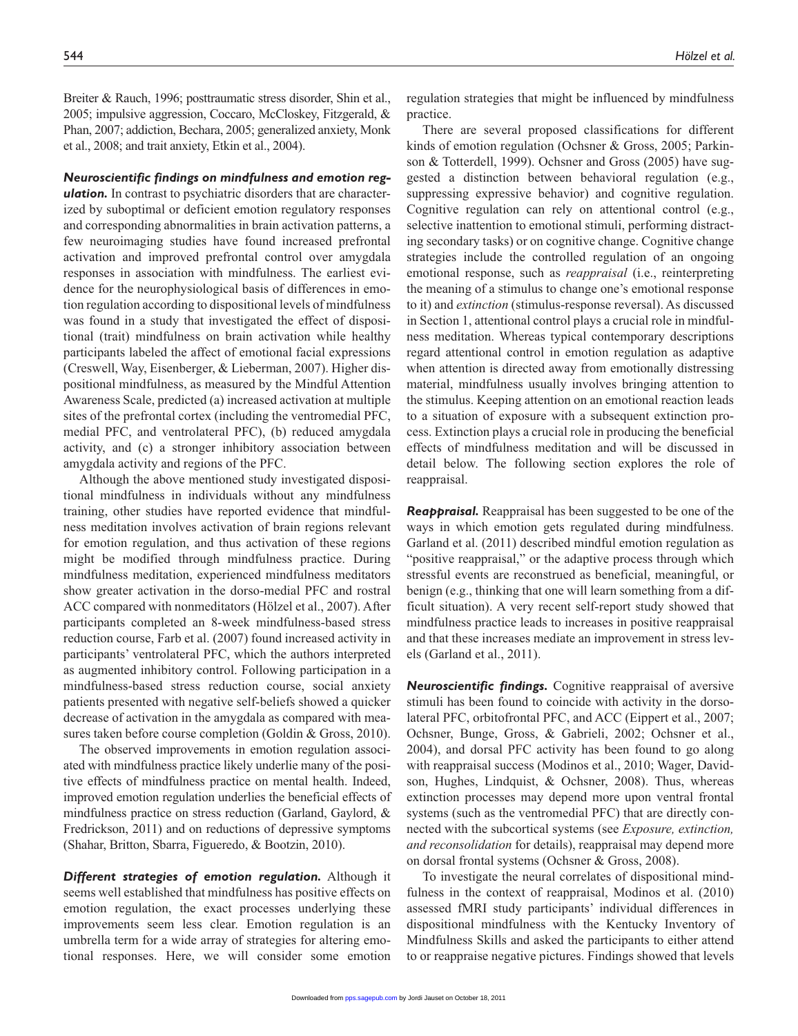Breiter & Rauch, 1996; posttraumatic stress disorder, Shin et al., 2005; impulsive aggression, Coccaro, McCloskey, Fitzgerald, & Phan, 2007; addiction, Bechara, 2005; generalized anxiety, Monk et al., 2008; and trait anxiety, Etkin et al., 2004).

***Neuroscientific findings on mindfulness and emotion regulation.*** In contrast to psychiatric disorders that are characterized by suboptimal or deficient emotion regulatory responses and corresponding abnormalities in brain activation patterns, a few neuroimaging studies have found increased prefrontal activation and improved prefrontal control over amygdala responses in association with mindfulness. The earliest evidence for the neurophysiological basis of differences in emotion regulation according to dispositional levels of mindfulness was found in a study that investigated the effect of dispositional (trait) mindfulness on brain activation while healthy participants labeled the affect of emotional facial expressions (Creswell, Way, Eisenberger, & Lieberman, 2007). Higher dispositional mindfulness, as measured by the Mindful Attention Awareness Scale, predicted (a) increased activation at multiple sites of the prefrontal cortex (including the ventromedial PFC, medial PFC, and ventrolateral PFC), (b) reduced amygdala activity, and (c) a stronger inhibitory association between amygdala activity and regions of the PFC.

Although the above mentioned study investigated dispositional mindfulness in individuals without any mindfulness training, other studies have reported evidence that mindfulness meditation involves activation of brain regions relevant for emotion regulation, and thus activation of these regions might be modified through mindfulness practice. During mindfulness meditation, experienced mindfulness meditators show greater activation in the dorso-medial PFC and rostral ACC compared with nonmeditators (Hölzel et al., 2007). After participants completed an 8-week mindfulness-based stress reduction course, Farb et al. (2007) found increased activity in participants' ventrolateral PFC, which the authors interpreted as augmented inhibitory control. Following participation in a mindfulness-based stress reduction course, social anxiety patients presented with negative self-beliefs showed a quicker decrease of activation in the amygdala as compared with measures taken before course completion (Goldin & Gross, 2010).

The observed improvements in emotion regulation associated with mindfulness practice likely underlie many of the positive effects of mindfulness practice on mental health. Indeed, improved emotion regulation underlies the beneficial effects of mindfulness practice on stress reduction (Garland, Gaylord, & Fredrickson, 2011) and on reductions of depressive symptoms (Shahar, Britton, Sbarra, Figueredo, & Bootzin, 2010).

***Different strategies of emotion regulation.*** Although it seems well established that mindfulness has positive effects on emotion regulation, the exact processes underlying these improvements seem less clear. Emotion regulation is an umbrella term for a wide array of strategies for altering emotional responses. Here, we will consider some emotion regulation strategies that might be influenced by mindfulness practice.

There are several proposed classifications for different kinds of emotion regulation (Ochsner & Gross, 2005; Parkinson & Totterdell, 1999). Ochsner and Gross (2005) have suggested a distinction between behavioral regulation (e.g., suppressing expressive behavior) and cognitive regulation. Cognitive regulation can rely on attentional control (e.g., selective inattention to emotional stimuli, performing distracting secondary tasks) or on cognitive change. Cognitive change strategies include the controlled regulation of an ongoing emotional response, such as *reappraisal* (i.e., reinterpreting the meaning of a stimulus to change one's emotional response to it) and *extinction* (stimulus-response reversal). As discussed in Section 1, attentional control plays a crucial role in mindfulness meditation. Whereas typical contemporary descriptions regard attentional control in emotion regulation as adaptive when attention is directed away from emotionally distressing material, mindfulness usually involves bringing attention to the stimulus. Keeping attention on an emotional reaction leads to a situation of exposure with a subsequent extinction process. Extinction plays a crucial role in producing the beneficial effects of mindfulness meditation and will be discussed in detail below. The following section explores the role of reappraisal.

***Reappraisal.*** Reappraisal has been suggested to be one of the ways in which emotion gets regulated during mindfulness. Garland et al. (2011) described mindful emotion regulation as "positive reappraisal," or the adaptive process through which stressful events are reconstrued as beneficial, meaningful, or benign (e.g., thinking that one will learn something from a difficult situation). A very recent self-report study showed that mindfulness practice leads to increases in positive reappraisal and that these increases mediate an improvement in stress levels (Garland et al., 2011).

***Neuroscientific findings.*** Cognitive reappraisal of aversive stimuli has been found to coincide with activity in the dorsolateral PFC, orbitofrontal PFC, and ACC (Eippert et al., 2007; Ochsner, Bunge, Gross, & Gabrieli, 2002; Ochsner et al., 2004), and dorsal PFC activity has been found to go along with reappraisal success (Modinos et al., 2010; Wager, Davidson, Hughes, Lindquist, & Ochsner, 2008). Thus, whereas extinction processes may depend more upon ventral frontal systems (such as the ventromedial PFC) that are directly connected with the subcortical systems (see *Exposure, extinction, and reconsolidation* for details), reappraisal may depend more on dorsal frontal systems (Ochsner & Gross, 2008).

To investigate the neural correlates of dispositional mindfulness in the context of reappraisal, Modinos et al. (2010) assessed fMRI study participants' individual differences in dispositional mindfulness with the Kentucky Inventory of Mindfulness Skills and asked the participants to either attend to or reappraise negative pictures. Findings showed that levels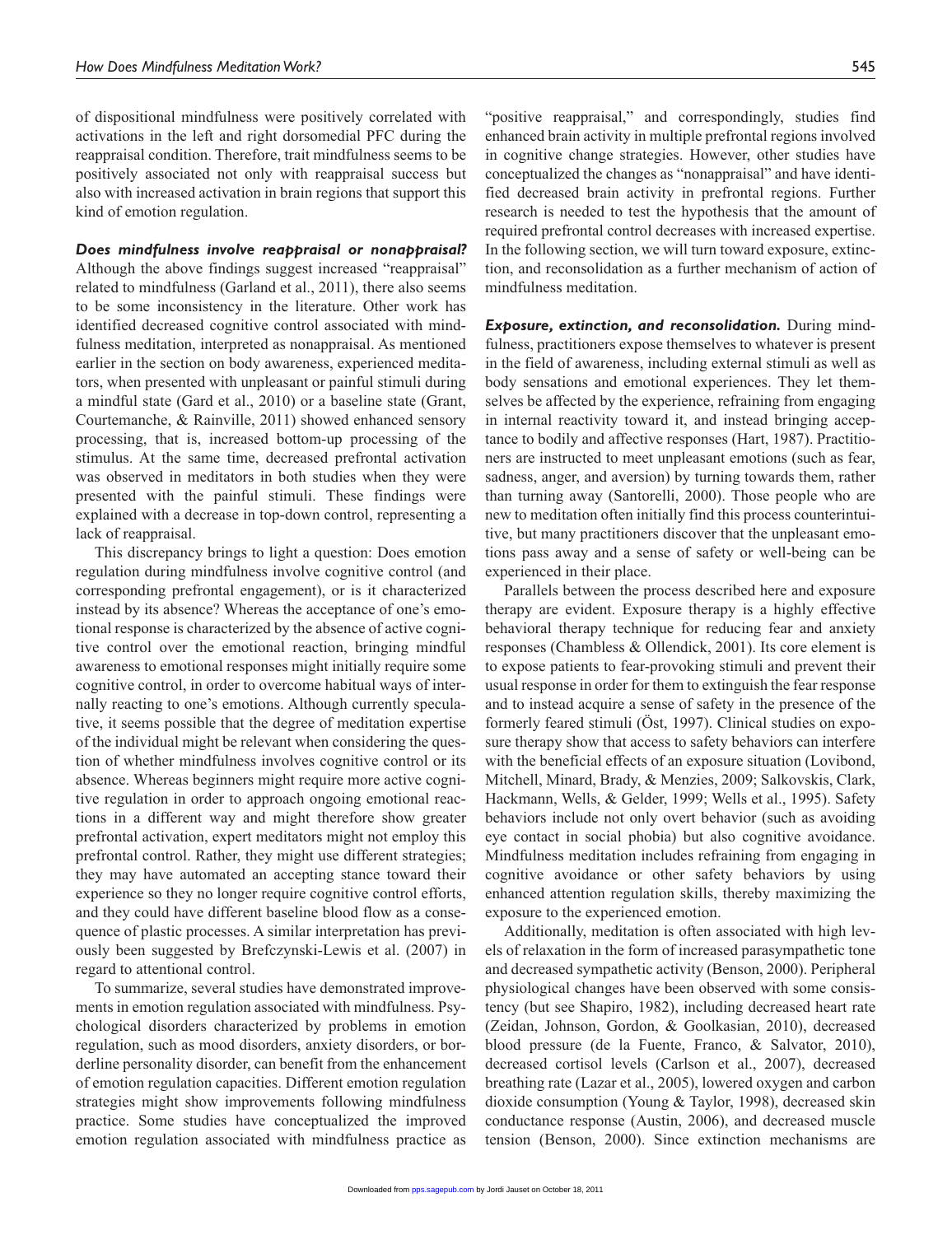of dispositional mindfulness were positively correlated with activations in the left and right dorsomedial PFC during the reappraisal condition. Therefore, trait mindfulness seems to be positively associated not only with reappraisal success but also with increased activation in brain regions that support this kind of emotion regulation.

***Does mindfulness involve reappraisal or nonappraisal?*** Although the above findings suggest increased "reappraisal" related to mindfulness (Garland et al., 2011), there also seems to be some inconsistency in the literature. Other work has identified decreased cognitive control associated with mindfulness meditation, interpreted as nonappraisal. As mentioned earlier in the section on body awareness, experienced meditators, when presented with unpleasant or painful stimuli during a mindful state (Gard et al., 2010) or a baseline state (Grant, Courtemanche, & Rainville, 2011) showed enhanced sensory processing, that is, increased bottom-up processing of the stimulus. At the same time, decreased prefrontal activation was observed in meditators in both studies when they were presented with the painful stimuli. These findings were explained with a decrease in top-down control, representing a lack of reappraisal.

This discrepancy brings to light a question: Does emotion regulation during mindfulness involve cognitive control (and corresponding prefrontal engagement), or is it characterized instead by its absence? Whereas the acceptance of one's emotional response is characterized by the absence of active cognitive control over the emotional reaction, bringing mindful awareness to emotional responses might initially require some cognitive control, in order to overcome habitual ways of internally reacting to one's emotions. Although currently speculative, it seems possible that the degree of meditation expertise of the individual might be relevant when considering the question of whether mindfulness involves cognitive control or its absence. Whereas beginners might require more active cognitive regulation in order to approach ongoing emotional reactions in a different way and might therefore show greater prefrontal activation, expert meditators might not employ this prefrontal control. Rather, they might use different strategies; they may have automated an accepting stance toward their experience so they no longer require cognitive control efforts, and they could have different baseline blood flow as a consequence of plastic processes. A similar interpretation has previously been suggested by Brefczynski-Lewis et al. (2007) in regard to attentional control.

To summarize, several studies have demonstrated improvements in emotion regulation associated with mindfulness. Psychological disorders characterized by problems in emotion regulation, such as mood disorders, anxiety disorders, or borderline personality disorder, can benefit from the enhancement of emotion regulation capacities. Different emotion regulation strategies might show improvements following mindfulness practice. Some studies have conceptualized the improved emotion regulation associated with mindfulness practice as "positive reappraisal," and correspondingly, studies find enhanced brain activity in multiple prefrontal regions involved in cognitive change strategies. However, other studies have conceptualized the changes as "nonappraisal" and have identified decreased brain activity in prefrontal regions. Further research is needed to test the hypothesis that the amount of required prefrontal control decreases with increased expertise. In the following section, we will turn toward exposure, extinction, and reconsolidation as a further mechanism of action of mindfulness meditation.

***Exposure, extinction, and reconsolidation.*** During mindfulness, practitioners expose themselves to whatever is present in the field of awareness, including external stimuli as well as body sensations and emotional experiences. They let themselves be affected by the experience, refraining from engaging in internal reactivity toward it, and instead bringing acceptance to bodily and affective responses (Hart, 1987). Practitioners are instructed to meet unpleasant emotions (such as fear, sadness, anger, and aversion) by turning towards them, rather than turning away (Santorelli, 2000). Those people who are new to meditation often initially find this process counterintuitive, but many practitioners discover that the unpleasant emotions pass away and a sense of safety or well-being can be experienced in their place.

Parallels between the process described here and exposure therapy are evident. Exposure therapy is a highly effective behavioral therapy technique for reducing fear and anxiety responses (Chambless & Ollendick, 2001). Its core element is to expose patients to fear-provoking stimuli and prevent their usual response in order for them to extinguish the fear response and to instead acquire a sense of safety in the presence of the formerly feared stimuli (Öst, 1997). Clinical studies on exposure therapy show that access to safety behaviors can interfere with the beneficial effects of an exposure situation (Lovibond, Mitchell, Minard, Brady, & Menzies, 2009; Salkovskis, Clark, Hackmann, Wells, & Gelder, 1999; Wells et al., 1995). Safety behaviors include not only overt behavior (such as avoiding eye contact in social phobia) but also cognitive avoidance. Mindfulness meditation includes refraining from engaging in cognitive avoidance or other safety behaviors by using enhanced attention regulation skills, thereby maximizing the exposure to the experienced emotion.

Additionally, meditation is often associated with high levels of relaxation in the form of increased parasympathetic tone and decreased sympathetic activity (Benson, 2000). Peripheral physiological changes have been observed with some consistency (but see Shapiro, 1982), including decreased heart rate (Zeidan, Johnson, Gordon, & Goolkasian, 2010), decreased blood pressure (de la Fuente, Franco, & Salvator, 2010), decreased cortisol levels (Carlson et al., 2007), decreased breathing rate (Lazar et al., 2005), lowered oxygen and carbon dioxide consumption (Young & Taylor, 1998), decreased skin conductance response (Austin, 2006), and decreased muscle tension (Benson, 2000). Since extinction mechanisms are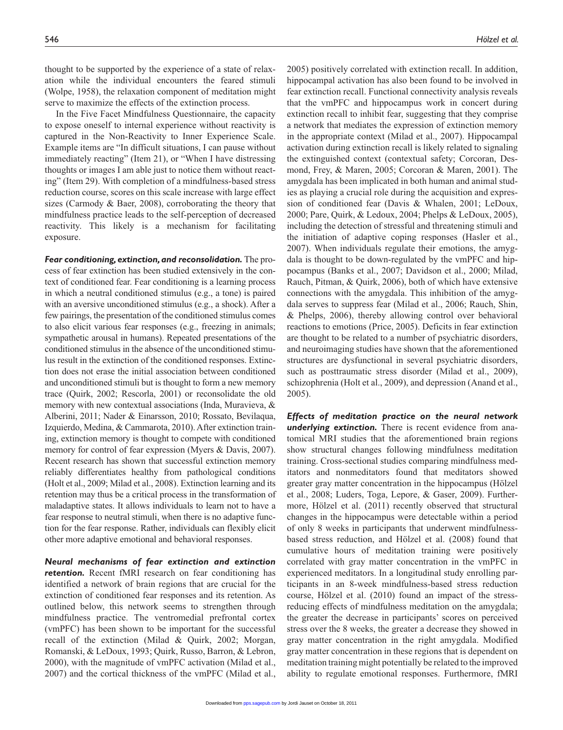thought to be supported by the experience of a state of relaxation while the individual encounters the feared stimuli (Wolpe, 1958), the relaxation component of meditation might serve to maximize the effects of the extinction process.

In the Five Facet Mindfulness Questionnaire, the capacity to expose oneself to internal experience without reactivity is captured in the Non-Reactivity to Inner Experience Scale. Example items are "In difficult situations, I can pause without immediately reacting" (Item 21), or "When I have distressing thoughts or images I am able just to notice them without reacting" (Item 29). With completion of a mindfulness-based stress reduction course, scores on this scale increase with large effect sizes (Carmody & Baer, 2008), corroborating the theory that mindfulness practice leads to the self-perception of decreased reactivity. This likely is a mechanism for facilitating exposure.

***Fear conditioning, extinction, and reconsolidation.*** The process of fear extinction has been studied extensively in the context of conditioned fear. Fear conditioning is a learning process in which a neutral conditioned stimulus (e.g., a tone) is paired with an aversive unconditioned stimulus (e.g., a shock). After a few pairings, the presentation of the conditioned stimulus comes to also elicit various fear responses (e.g., freezing in animals; sympathetic arousal in humans). Repeated presentations of the conditioned stimulus in the absence of the unconditioned stimulus result in the extinction of the conditioned responses. Extinction does not erase the initial association between conditioned and unconditioned stimuli but is thought to form a new memory trace (Quirk, 2002; Rescorla, 2001) or reconsolidate the old memory with new contextual associations (Inda, Muravieva, & Alberini, 2011; Nader & Einarsson, 2010; Rossato, Bevilaqua, Izquierdo, Medina, & Cammarota, 2010). After extinction training, extinction memory is thought to compete with conditioned memory for control of fear expression (Myers & Davis, 2007). Recent research has shown that successful extinction memory reliably differentiates healthy from pathological conditions (Holt et al., 2009; Milad et al., 2008). Extinction learning and its retention may thus be a critical process in the transformation of maladaptive states. It allows individuals to learn not to have a fear response to neutral stimuli, when there is no adaptive function for the fear response. Rather, individuals can flexibly elicit other more adaptive emotional and behavioral responses.

***Neural mechanisms of fear extinction and extinction retention.*** Recent fMRI research on fear conditioning has identified a network of brain regions that are crucial for the extinction of conditioned fear responses and its retention. As outlined below, this network seems to strengthen through mindfulness practice. The ventromedial prefrontal cortex (vmPFC) has been shown to be important for the successful recall of the extinction (Milad & Quirk, 2002; Morgan, Romanski, & LeDoux, 1993; Quirk, Russo, Barron, & Lebron, 2000), with the magnitude of vmPFC activation (Milad et al., 2007) and the cortical thickness of the vmPFC (Milad et al., 2005) positively correlated with extinction recall. In addition, hippocampal activation has also been found to be involved in fear extinction recall. Functional connectivity analysis reveals that the vmPFC and hippocampus work in concert during extinction recall to inhibit fear, suggesting that they comprise a network that mediates the expression of extinction memory in the appropriate context (Milad et al., 2007). Hippocampal activation during extinction recall is likely related to signaling the extinguished context (contextual safety; Corcoran, Desmond, Frey, & Maren, 2005; Corcoran & Maren, 2001). The amygdala has been implicated in both human and animal studies as playing a crucial role during the acquisition and expression of conditioned fear (Davis & Whalen, 2001; LeDoux, 2000; Pare, Quirk, & Ledoux, 2004; Phelps & LeDoux, 2005), including the detection of stressful and threatening stimuli and the initiation of adaptive coping responses (Hasler et al., 2007). When individuals regulate their emotions, the amygdala is thought to be down-regulated by the vmPFC and hippocampus (Banks et al., 2007; Davidson et al., 2000; Milad, Rauch, Pitman, & Quirk, 2006), both of which have extensive connections with the amygdala. This inhibition of the amygdala serves to suppress fear (Milad et al., 2006; Rauch, Shin, & Phelps, 2006), thereby allowing control over behavioral reactions to emotions (Price, 2005). Deficits in fear extinction are thought to be related to a number of psychiatric disorders, and neuroimaging studies have shown that the aforementioned structures are dysfunctional in several psychiatric disorders, such as posttraumatic stress disorder (Milad et al., 2009), schizophrenia (Holt et al., 2009), and depression (Anand et al., 2005).

***Effects of meditation practice on the neural network underlying extinction.*** There is recent evidence from anatomical MRI studies that the aforementioned brain regions show structural changes following mindfulness meditation training. Cross-sectional studies comparing mindfulness meditators and nonmeditators found that meditators showed greater gray matter concentration in the hippocampus (Hölzel et al., 2008; Luders, Toga, Lepore, & Gaser, 2009). Furthermore, Hölzel et al. (2011) recently observed that structural changes in the hippocampus were detectable within a period of only 8 weeks in participants that underwent mindfulness-based stress reduction, and Hölzel et al. (2008) found that cumulative hours of meditation training were positively correlated with gray matter concentration in the vmPFC in experienced meditators. In a longitudinal study enrolling participants in an 8-week mindfulness-based stress reduction course, Hölzel et al. (2010) found an impact of the stress-reducing effects of mindfulness meditation on the amygdala; the greater the decrease in participants' scores on perceived stress over the 8 weeks, the greater a decrease they showed in gray matter concentration in the right amygdala. Modified gray matter concentration in these regions that is dependent on meditation training might potentially be related to the improved ability to regulate emotional responses. Furthermore, fMRI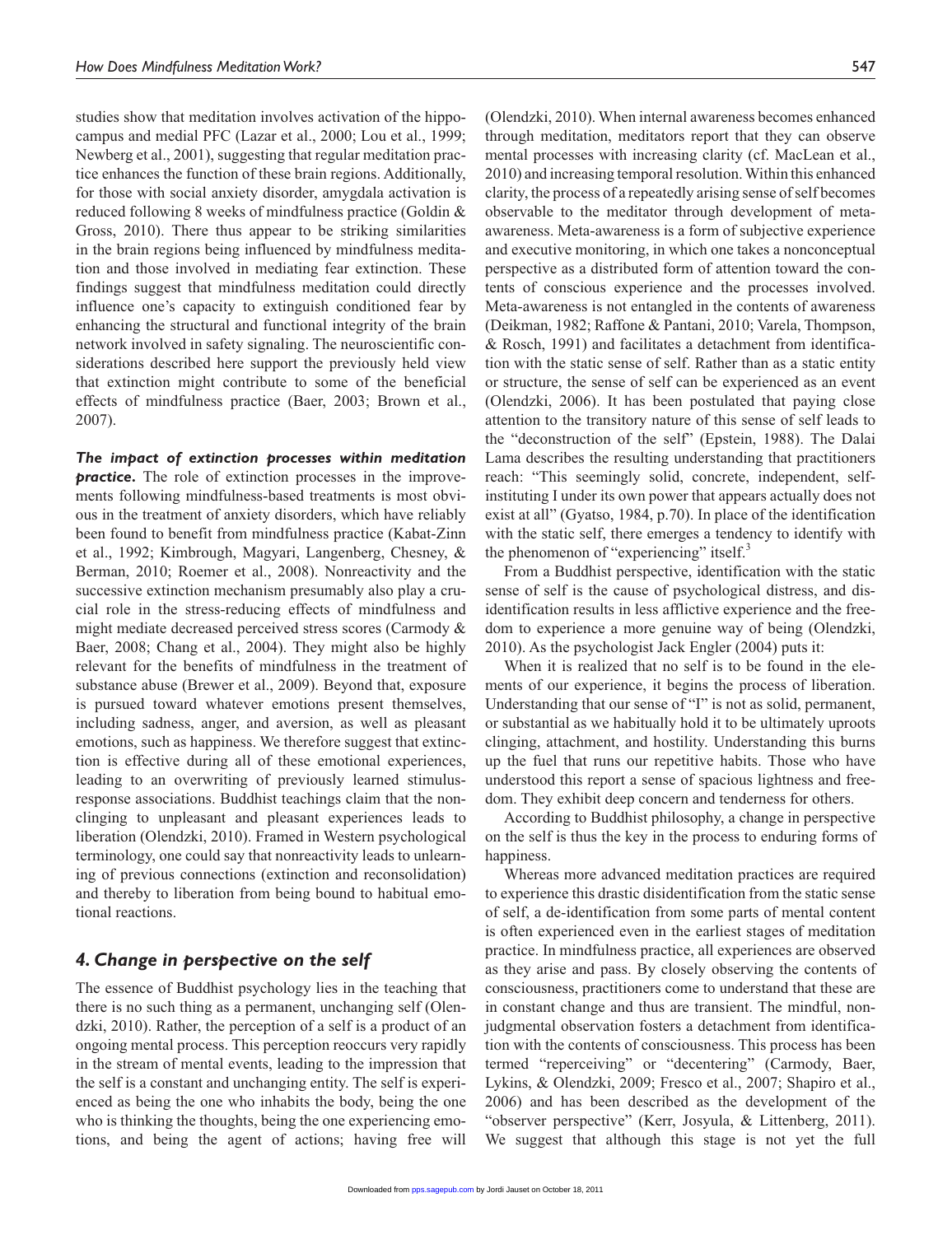studies show that meditation involves activation of the hippocampus and medial PFC (Lazar et al., 2000; Lou et al., 1999; Newberg et al., 2001), suggesting that regular meditation practice enhances the function of these brain regions. Additionally, for those with social anxiety disorder, amygdala activation is reduced following 8 weeks of mindfulness practice (Goldin & Gross, 2010). There thus appear to be striking similarities in the brain regions being influenced by mindfulness meditation and those involved in mediating fear extinction. These findings suggest that mindfulness meditation could directly influence one's capacity to extinguish conditioned fear by enhancing the structural and functional integrity of the brain network involved in safety signaling. The neuroscientific considerations described here support the previously held view that extinction might contribute to some of the beneficial effects of mindfulness practice (Baer, 2003; Brown et al., 2007).

***The impact of extinction processes within meditation practice.*** The role of extinction processes in the improvements following mindfulness-based treatments is most obvious in the treatment of anxiety disorders, which have reliably been found to benefit from mindfulness practice (Kabat-Zinn et al., 1992; Kimbrough, Magyari, Langenberg, Chesney, & Berman, 2010; Roemer et al., 2008). Nonreactivity and the successive extinction mechanism presumably also play a crucial role in the stress-reducing effects of mindfulness and might mediate decreased perceived stress scores (Carmody & Baer, 2008; Chang et al., 2004). They might also be highly relevant for the benefits of mindfulness in the treatment of substance abuse (Brewer et al., 2009). Beyond that, exposure is pursued toward whatever emotions present themselves, including sadness, anger, and aversion, as well as pleasant emotions, such as happiness. We therefore suggest that extinction is effective during all of these emotional experiences, leading to an overwriting of previously learned stimulus-response associations. Buddhist teachings claim that the nonclinging to unpleasant and pleasant experiences leads to liberation (Olendzki, 2010). Framed in Western psychological terminology, one could say that nonreactivity leads to unlearning of previous connections (extinction and reconsolidation) and thereby to liberation from being bound to habitual emotional reactions.

## 4. Change in perspective on the self

The essence of Buddhist psychology lies in the teaching that there is no such thing as a permanent, unchanging self (Olendzki, 2010). Rather, the perception of a self is a product of an ongoing mental process. This perception reoccurs very rapidly in the stream of mental events, leading to the impression that the self is a constant and unchanging entity. The self is experienced as being the one who inhabits the body, being the one who is thinking the thoughts, being the one experiencing emotions, and being the agent of actions; having free will (Olendzki, 2010). When internal awareness becomes enhanced through meditation, meditators report that they can observe mental processes with increasing clarity (cf. MacLean et al., 2010) and increasing temporal resolution. Within this enhanced clarity, the process of a repeatedly arising sense of self becomes observable to the meditator through development of meta-awareness. Meta-awareness is a form of subjective experience and executive monitoring, in which one takes a nonconceptual perspective as a distributed form of attention toward the contents of conscious experience and the processes involved. Meta-awareness is not entangled in the contents of awareness (Deikman, 1982; Raffone & Pantani, 2010; Varela, Thompson, & Rosch, 1991) and facilitates a detachment from identification with the static sense of self. Rather than as a static entity or structure, the sense of self can be experienced as an event (Olendzki, 2006). It has been postulated that paying close attention to the transitory nature of this sense of self leads to the "deconstruction of the self" (Epstein, 1988). The Dalai Lama describes the resulting understanding that practitioners reach: "This seemingly solid, concrete, independent, self-instituting I under its own power that appears actually does not exist at all" (Gyatso, 1984, p.70). In place of the identification with the static self, there emerges a tendency to identify with the phenomenon of "experiencing" itself.[3]

From a Buddhist perspective, identification with the static sense of self is the cause of psychological distress, and disidentification results in less afflictive experience and the freedom to experience a more genuine way of being (Olendzki, 2010). As the psychologist Jack Engler (2004) puts it:

> When it is realized that no self is to be found in the elements of our experience, it begins the process of liberation. Understanding that our sense of "I" is not as solid, permanent, or substantial as we habitually hold it to be ultimately uproots clinging, attachment, and hostility. Understanding this burns up the fuel that runs our repetitive habits. Those who have understood this report a sense of spacious lightness and freedom. They exhibit deep concern and tenderness for others.

According to Buddhist philosophy, a change in perspective on the self is thus the key in the process to enduring forms of happiness.

Whereas more advanced meditation practices are required to experience this drastic disidentification from the static sense of self, a de-identification from some parts of mental content is often experienced even in the earliest stages of meditation practice. In mindfulness practice, all experiences are observed as they arise and pass. By closely observing the contents of consciousness, practitioners come to understand that these are in constant change and thus are transient. The mindful, nonjudgmental observation fosters a detachment from identification with the contents of consciousness. This process has been termed "reperceiving" or "decentering" (Carmody, Baer, Lykins, & Olendzki, 2009; Fresco et al., 2007; Shapiro et al., 2006) and has been described as the development of the "observer perspective" (Kerr, Josyula, & Littenberg, 2011). We suggest that although this stage is not yet the full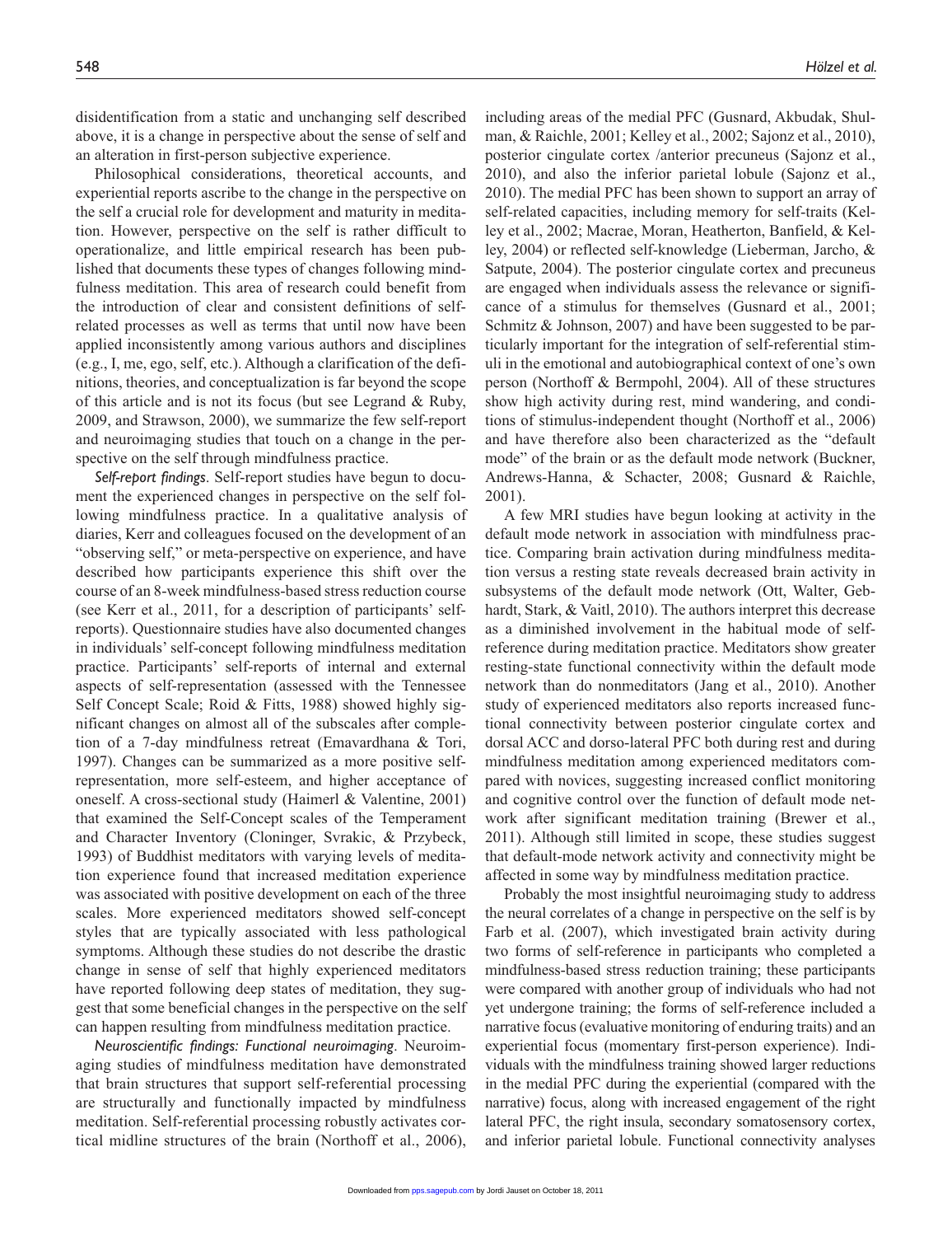disidentification from a static and unchanging self described above, it is a change in perspective about the sense of self and an alteration in first-person subjective experience.

Philosophical considerations, theoretical accounts, and experiential reports ascribe to the change in the perspective on the self a crucial role for development and maturity in meditation. However, perspective on the self is rather difficult to operationalize, and little empirical research has been published that documents these types of changes following mindfulness meditation. This area of research could benefit from the introduction of clear and consistent definitions of self-related processes as well as terms that until now have been applied inconsistently among various authors and disciplines (e.g., I, me, ego, self, etc.). Although a clarification of the definitions, theories, and conceptualization is far beyond the scope of this article and is not its focus (but see Legrand & Ruby, 2009, and Strawson, 2000), we summarize the few self-report and neuroimaging studies that touch on a change in the perspective on the self through mindfulness practice.

*Self-report findings*. Self-report studies have begun to document the experienced changes in perspective on the self following mindfulness practice. In a qualitative analysis of diaries, Kerr and colleagues focused on the development of an "observing self," or meta-perspective on experience, and have described how participants experience this shift over the course of an 8-week mindfulness-based stress reduction course (see Kerr et al., 2011, for a description of participants' self-reports). Questionnaire studies have also documented changes in individuals' self-concept following mindfulness meditation practice. Participants' self-reports of internal and external aspects of self-representation (assessed with the Tennessee Self Concept Scale; Roid & Fitts, 1988) showed highly significant changes on almost all of the subscales after completion of a 7-day mindfulness retreat (Emavardhana & Tori, 1997). Changes can be summarized as a more positive self-representation, more self-esteem, and higher acceptance of oneself. A cross-sectional study (Haimerl & Valentine, 2001) that examined the Self-Concept scales of the Temperament and Character Inventory (Cloninger, Svrakic, & Przybeck, 1993) of Buddhist meditators with varying levels of meditation experience found that increased meditation experience was associated with positive development on each of the three scales. More experienced meditators showed self-concept styles that are typically associated with less pathological symptoms. Although these studies do not describe the drastic change in sense of self that highly experienced meditators have reported following deep states of meditation, they suggest that some beneficial changes in the perspective on the self can happen resulting from mindfulness meditation practice.

*Neuroscientific findings: Functional neuroimaging*. Neuroimaging studies of mindfulness meditation have demonstrated that brain structures that support self-referential processing are structurally and functionally impacted by mindfulness meditation. Self-referential processing robustly activates cortical midline structures of the brain (Northoff et al., 2006), including areas of the medial PFC (Gusnard, Akbudak, Shulman, & Raichle, 2001; Kelley et al., 2002; Sajonz et al., 2010), posterior cingulate cortex /anterior precuneus (Sajonz et al., 2010), and also the inferior parietal lobule (Sajonz et al., 2010). The medial PFC has been shown to support an array of self-related capacities, including memory for self-traits (Kelley et al., 2002; Macrae, Moran, Heatherton, Banfield, & Kelley, 2004) or reflected self-knowledge (Lieberman, Jarcho, & Satpute, 2004). The posterior cingulate cortex and precuneus are engaged when individuals assess the relevance or significance of a stimulus for themselves (Gusnard et al., 2001; Schmitz & Johnson, 2007) and have been suggested to be particularly important for the integration of self-referential stimuli in the emotional and autobiographical context of one's own person (Northoff & Bermpohl, 2004). All of these structures show high activity during rest, mind wandering, and conditions of stimulus-independent thought (Northoff et al., 2006) and have therefore also been characterized as the "default mode" of the brain or as the default mode network (Buckner, Andrews-Hanna, & Schacter, 2008; Gusnard & Raichle, 2001).

A few MRI studies have begun looking at activity in the default mode network in association with mindfulness practice. Comparing brain activation during mindfulness meditation versus a resting state reveals decreased brain activity in subsystems of the default mode network (Ott, Walter, Gebhardt, Stark, & Vaitl, 2010). The authors interpret this decrease as a diminished involvement in the habitual mode of self-reference during meditation practice. Meditators show greater resting-state functional connectivity within the default mode network than do nonmeditators (Jang et al., 2010). Another study of experienced meditators also reports increased functional connectivity between posterior cingulate cortex and dorsal ACC and dorso-lateral PFC both during rest and during mindfulness meditation among experienced meditators compared with novices, suggesting increased conflict monitoring and cognitive control over the function of default mode network after significant meditation training (Brewer et al., 2011). Although still limited in scope, these studies suggest that default-mode network activity and connectivity might be affected in some way by mindfulness meditation practice.

Probably the most insightful neuroimaging study to address the neural correlates of a change in perspective on the self is by Farb et al. (2007), which investigated brain activity during two forms of self-reference in participants who completed a mindfulness-based stress reduction training; these participants were compared with another group of individuals who had not yet undergone training; the forms of self-reference included a narrative focus (evaluative monitoring of enduring traits) and an experiential focus (momentary first-person experience). Individuals with the mindfulness training showed larger reductions in the medial PFC during the experiential (compared with the narrative) focus, along with increased engagement of the right lateral PFC, the right insula, secondary somatosensory cortex, and inferior parietal lobule. Functional connectivity analyses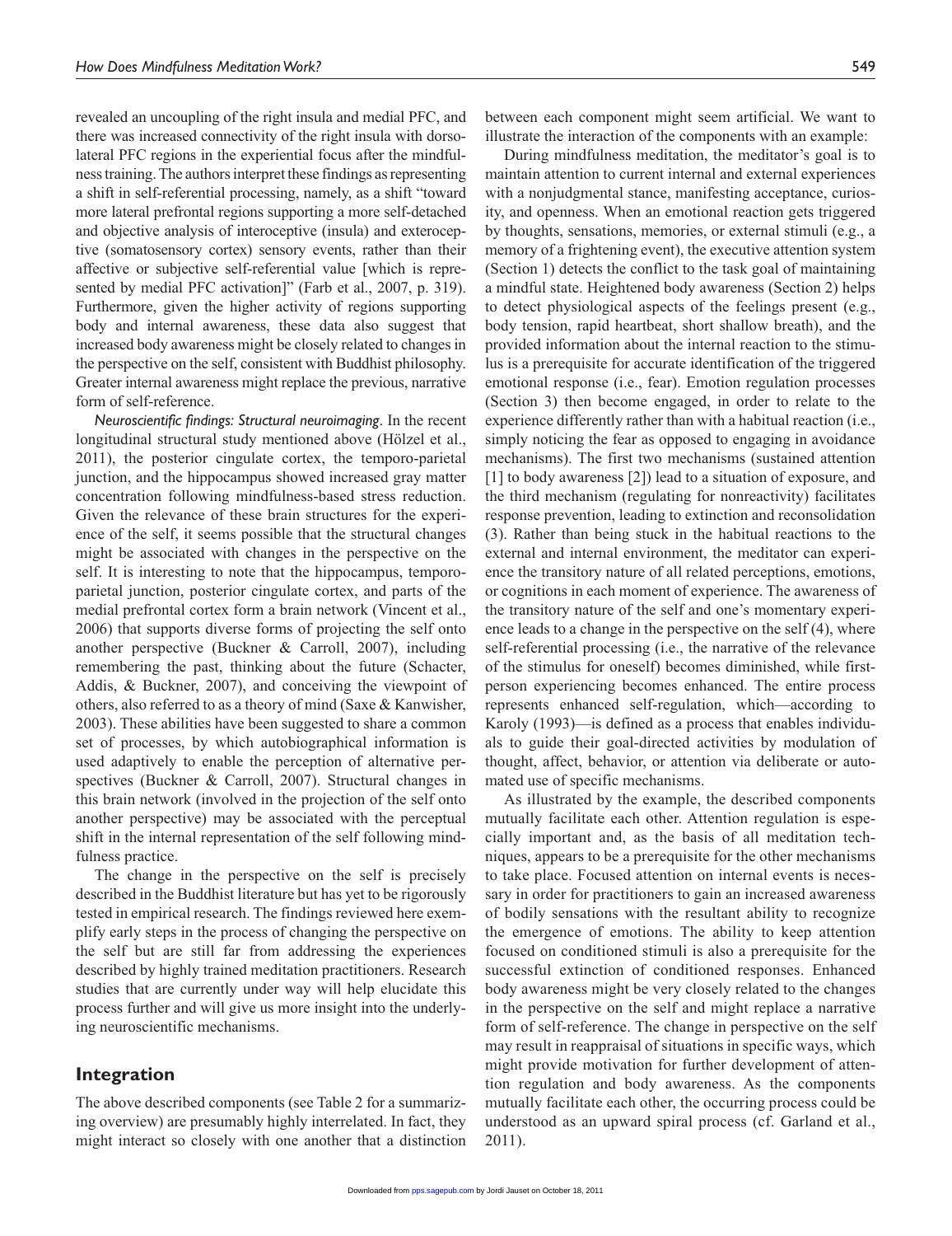revealed an uncoupling of the right insula and medial PFC, and there was increased connectivity of the right insula with dorsolateral PFC regions in the experiential focus after the mindfulness training. The authors interpret these findings as representing a shift in self-referential processing, namely, as a shift "toward more lateral prefrontal regions supporting a more self-detached and objective analysis of interoceptive (insula) and exteroceptive (somatosensory cortex) sensory events, rather than their affective or subjective self-referential value [which is represented by medial PFC activation]" (Farb et al., 2007, p. 319). Furthermore, given the higher activity of regions supporting body and internal awareness, these data also suggest that increased body awareness might be closely related to changes in the perspective on the self, consistent with Buddhist philosophy. Greater internal awareness might replace the previous, narrative form of self-reference.

*Neuroscientific findings: Structural neuroimaging*. In the recent longitudinal structural study mentioned above (Hölzel et al., 2011), the posterior cingulate cortex, the temporo-parietal junction, and the hippocampus showed increased gray matter concentration following mindfulness-based stress reduction. Given the relevance of these brain structures for the experience of the self, it seems possible that the structural changes might be associated with changes in the perspective on the self. It is interesting to note that the hippocampus, temporo-parietal junction, posterior cingulate cortex, and parts of the medial prefrontal cortex form a brain network (Vincent et al., 2006) that supports diverse forms of projecting the self onto another perspective (Buckner & Carroll, 2007), including remembering the past, thinking about the future (Schacter, Addis, & Buckner, 2007), and conceiving the viewpoint of others, also referred to as a theory of mind (Saxe & Kanwisher, 2003). These abilities have been suggested to share a common set of processes, by which autobiographical information is used adaptively to enable the perception of alternative perspectives (Buckner & Carroll, 2007). Structural changes in this brain network (involved in the projection of the self onto another perspective) may be associated with the perceptual shift in the internal representation of the self following mindfulness practice.

The change in the perspective on the self is precisely described in the Buddhist literature but has yet to be rigorously tested in empirical research. The findings reviewed here exemplify early steps in the process of changing the perspective on the self but are still far from addressing the experiences described by highly trained meditation practitioners. Research studies that are currently under way will help elucidate this process further and will give us more insight into the underlying neuroscientific mechanisms.

## Integration

The above described components (see Table 2 for a summarizing overview) are presumably highly interrelated. In fact, they might interact so closely with one another that a distinction between each component might seem artificial. We want to illustrate the interaction of the components with an example:

During mindfulness meditation, the meditator's goal is to maintain attention to current internal and external experiences with a nonjudgmental stance, manifesting acceptance, curiosity, and openness. When an emotional reaction gets triggered by thoughts, sensations, memories, or external stimuli (e.g., a memory of a frightening event), the executive attention system (Section 1) detects the conflict to the task goal of maintaining a mindful state. Heightened body awareness (Section 2) helps to detect physiological aspects of the feelings present (e.g., body tension, rapid heartbeat, short shallow breath), and the provided information about the internal reaction to the stimulus is a prerequisite for accurate identification of the triggered emotional response (i.e., fear). Emotion regulation processes (Section 3) then become engaged, in order to relate to the experience differently rather than with a habitual reaction (i.e., simply noticing the fear as opposed to engaging in avoidance mechanisms). The first two mechanisms (sustained attention [1] to body awareness [2]) lead to a situation of exposure, and the third mechanism (regulating for nonreactivity) facilitates response prevention, leading to extinction and reconsolidation (3). Rather than being stuck in the habitual reactions to the external and internal environment, the meditator can experience the transitory nature of all related perceptions, emotions, or cognitions in each moment of experience. The awareness of the transitory nature of the self and one's momentary experience leads to a change in the perspective on the self (4), where self-referential processing (i.e., the narrative of the relevance of the stimulus for oneself) becomes diminished, while first-person experiencing becomes enhanced. The entire process represents enhanced self-regulation, which—according to Karoly (1993)—is defined as a process that enables individuals to guide their goal-directed activities by modulation of thought, affect, behavior, or attention via deliberate or automated use of specific mechanisms.

As illustrated by the example, the described components mutually facilitate each other. Attention regulation is especially important and, as the basis of all meditation techniques, appears to be a prerequisite for the other mechanisms to take place. Focused attention on internal events is necessary in order for practitioners to gain an increased awareness of bodily sensations with the resultant ability to recognize the emergence of emotions. The ability to keep attention focused on conditioned stimuli is also a prerequisite for the successful extinction of conditioned responses. Enhanced body awareness might be very closely related to the changes in the perspective on the self and might replace a narrative form of self-reference. The change in perspective on the self may result in reappraisal of situations in specific ways, which might provide motivation for further development of attention regulation and body awareness. As the components mutually facilitate each other, the occurring process could be understood as an upward spiral process (cf. Garland et al., 2011).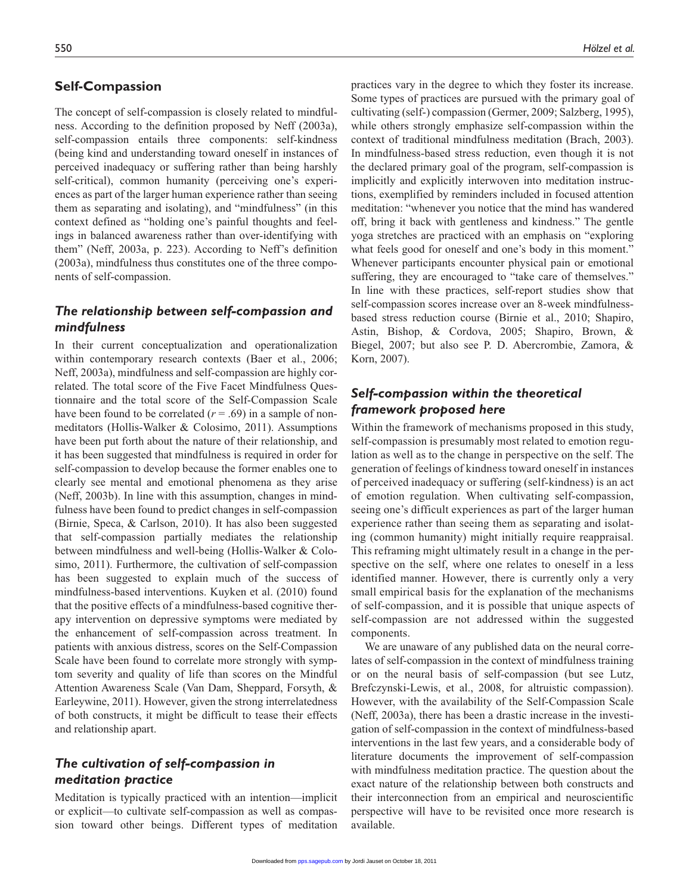## Self-Compassion

The concept of self-compassion is closely related to mindfulness. According to the definition proposed by Neff (2003a), self-compassion entails three components: self-kindness (being kind and understanding toward oneself in instances of perceived inadequacy or suffering rather than being harshly self-critical), common humanity (perceiving one's experiences as part of the larger human experience rather than seeing them as separating and isolating), and "mindfulness" (in this context defined as "holding one's painful thoughts and feelings in balanced awareness rather than over-identifying with them" (Neff, 2003a, p. 223). According to Neff's definition (2003a), mindfulness thus constitutes one of the three components of self-compassion.

### *The relationship between self-compassion and mindfulness*

In their current conceptualization and operationalization within contemporary research contexts (Baer et al., 2006; Neff, 2003a), mindfulness and self-compassion are highly correlated. The total score of the Five Facet Mindfulness Questionnaire and the total score of the Self-Compassion Scale have been found to be correlated ($r = .69$) in a sample of nonmeditators (Hollis-Walker & Colosimo, 2011). Assumptions have been put forth about the nature of their relationship, and it has been suggested that mindfulness is required in order for self-compassion to develop because the former enables one to clearly see mental and emotional phenomena as they arise (Neff, 2003b). In line with this assumption, changes in mindfulness have been found to predict changes in self-compassion (Birnie, Speca, & Carlson, 2010). It has also been suggested that self-compassion partially mediates the relationship between mindfulness and well-being (Hollis-Walker & Colosimo, 2011). Furthermore, the cultivation of self-compassion has been suggested to explain much of the success of mindfulness-based interventions. Kuyken et al. (2010) found that the positive effects of a mindfulness-based cognitive therapy intervention on depressive symptoms were mediated by the enhancement of self-compassion across treatment. In patients with anxious distress, scores on the Self-Compassion Scale have been found to correlate more strongly with symptom severity and quality of life than scores on the Mindful Attention Awareness Scale (Van Dam, Sheppard, Forsyth, & Earleywine, 2011). However, given the strong interrelatedness of both constructs, it might be difficult to tease their effects and relationship apart.

### *The cultivation of self-compassion in meditation practice*

Meditation is typically practiced with an intention—implicit or explicit—to cultivate self-compassion as well as compassion toward other beings. Different types of meditation practices vary in the degree to which they foster its increase. Some types of practices are pursued with the primary goal of cultivating (self-) compassion (Germer, 2009; Salzberg, 1995), while others strongly emphasize self-compassion within the context of traditional mindfulness meditation (Brach, 2003). In mindfulness-based stress reduction, even though it is not the declared primary goal of the program, self-compassion is implicitly and explicitly interwoven into meditation instructions, exemplified by reminders included in focused attention meditation: "whenever you notice that the mind has wandered off, bring it back with gentleness and kindness." The gentle yoga stretches are practiced with an emphasis on "exploring what feels good for oneself and one's body in this moment." Whenever participants encounter physical pain or emotional suffering, they are encouraged to "take care of themselves." In line with these practices, self-report studies show that self-compassion scores increase over an 8-week mindfulness-based stress reduction course (Birnie et al., 2010; Shapiro, Astin, Bishop, & Cordova, 2005; Shapiro, Brown, & Biegel, 2007; but also see P. D. Abercrombie, Zamora, & Korn, 2007).

### *Self-compassion within the theoretical framework proposed here*

Within the framework of mechanisms proposed in this study, self-compassion is presumably most related to emotion regulation as well as to the change in perspective on the self. The generation of feelings of kindness toward oneself in instances of perceived inadequacy or suffering (self-kindness) is an act of emotion regulation. When cultivating self-compassion, seeing one's difficult experiences as part of the larger human experience rather than seeing them as separating and isolating (common humanity) might initially require reappraisal. This reframing might ultimately result in a change in the perspective on the self, where one relates to oneself in a less identified manner. However, there is currently only a very small empirical basis for the explanation of the mechanisms of self-compassion, and it is possible that unique aspects of self-compassion are not addressed within the suggested components.

We are unaware of any published data on the neural correlates of self-compassion in the context of mindfulness training or on the neural basis of self-compassion (but see Lutz, Brefczynski-Lewis, et al., 2008, for altruistic compassion). However, with the availability of the Self-Compassion Scale (Neff, 2003a), there has been a drastic increase in the investigation of self-compassion in the context of mindfulness-based interventions in the last few years, and a considerable body of literature documents the improvement of self-compassion with mindfulness meditation practice. The question about the exact nature of the relationship between both constructs and their interconnection from an empirical and neuroscientific perspective will have to be revisited once more research is available.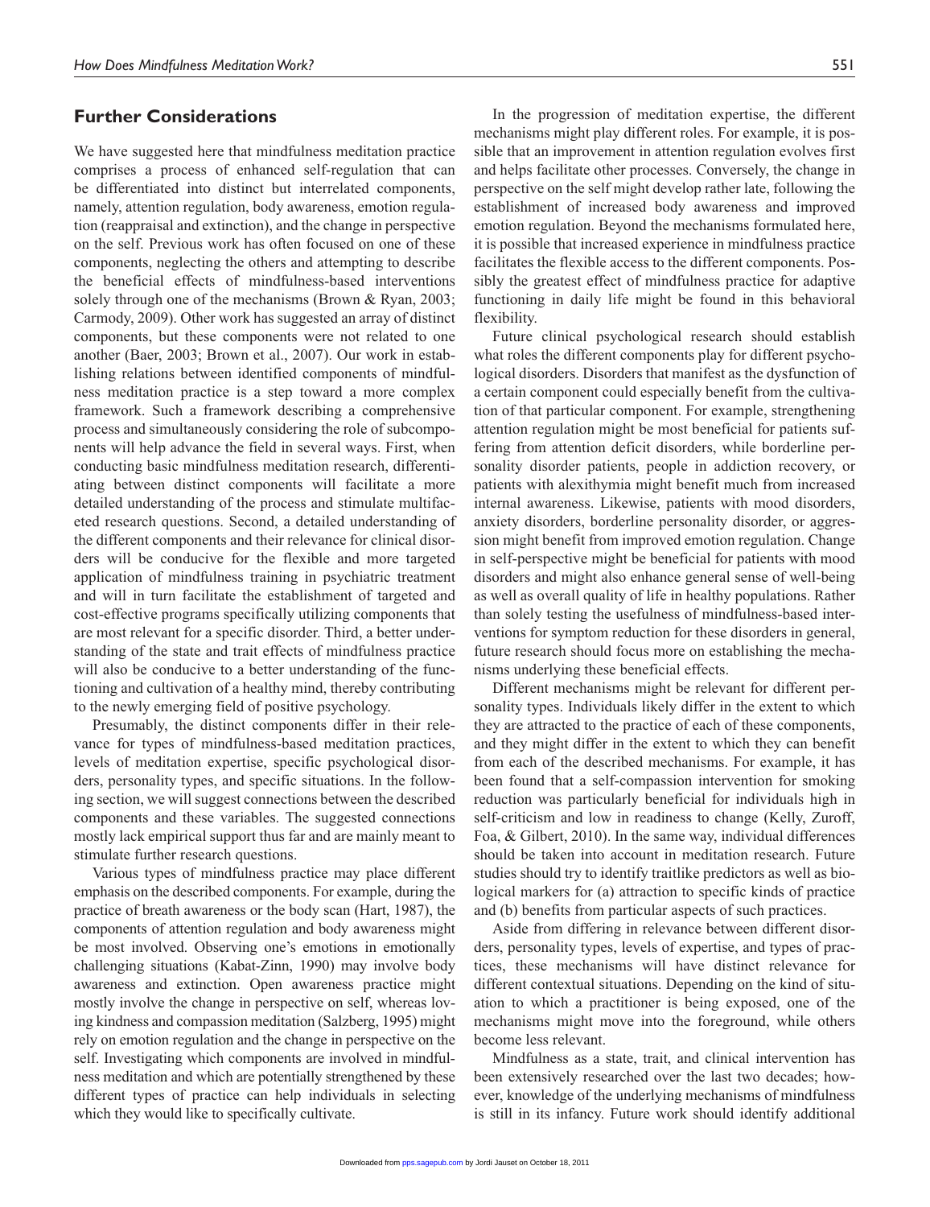## Further Considerations

We have suggested here that mindfulness meditation practice comprises a process of enhanced self-regulation that can be differentiated into distinct but interrelated components, namely, attention regulation, body awareness, emotion regulation (reappraisal and extinction), and the change in perspective on the self. Previous work has often focused on one of these components, neglecting the others and attempting to describe the beneficial effects of mindfulness-based interventions solely through one of the mechanisms (Brown & Ryan, 2003; Carmody, 2009). Other work has suggested an array of distinct components, but these components were not related to one another (Baer, 2003; Brown et al., 2007). Our work in establishing relations between identified components of mindfulness meditation practice is a step toward a more complex framework. Such a framework describing a comprehensive process and simultaneously considering the role of subcomponents will help advance the field in several ways. First, when conducting basic mindfulness meditation research, differentiating between distinct components will facilitate a more detailed understanding of the process and stimulate multifaceted research questions. Second, a detailed understanding of the different components and their relevance for clinical disorders will be conducive for the flexible and more targeted application of mindfulness training in psychiatric treatment and will in turn facilitate the establishment of targeted and cost-effective programs specifically utilizing components that are most relevant for a specific disorder. Third, a better understanding of the state and trait effects of mindfulness practice will also be conducive to a better understanding of the functioning and cultivation of a healthy mind, thereby contributing to the newly emerging field of positive psychology.

Presumably, the distinct components differ in their relevance for types of mindfulness-based meditation practices, levels of meditation expertise, specific psychological disorders, personality types, and specific situations. In the following section, we will suggest connections between the described components and these variables. The suggested connections mostly lack empirical support thus far and are mainly meant to stimulate further research questions.

Various types of mindfulness practice may place different emphasis on the described components. For example, during the practice of breath awareness or the body scan (Hart, 1987), the components of attention regulation and body awareness might be most involved. Observing one's emotions in emotionally challenging situations (Kabat-Zinn, 1990) may involve body awareness and extinction. Open awareness practice might mostly involve the change in perspective on self, whereas loving kindness and compassion meditation (Salzberg, 1995) might rely on emotion regulation and the change in perspective on the self. Investigating which components are involved in mindfulness meditation and which are potentially strengthened by these different types of practice can help individuals in selecting which they would like to specifically cultivate.

In the progression of meditation expertise, the different mechanisms might play different roles. For example, it is possible that an improvement in attention regulation evolves first and helps facilitate other processes. Conversely, the change in perspective on the self might develop rather late, following the establishment of increased body awareness and improved emotion regulation. Beyond the mechanisms formulated here, it is possible that increased experience in mindfulness practice facilitates the flexible access to the different components. Possibly the greatest effect of mindfulness practice for adaptive functioning in daily life might be found in this behavioral flexibility.

Future clinical psychological research should establish what roles the different components play for different psychological disorders. Disorders that manifest as the dysfunction of a certain component could especially benefit from the cultivation of that particular component. For example, strengthening attention regulation might be most beneficial for patients suffering from attention deficit disorders, while borderline personality disorder patients, people in addiction recovery, or patients with alexithymia might benefit much from increased internal awareness. Likewise, patients with mood disorders, anxiety disorders, borderline personality disorder, or aggression might benefit from improved emotion regulation. Change in self-perspective might be beneficial for patients with mood disorders and might also enhance general sense of well-being as well as overall quality of life in healthy populations. Rather than solely testing the usefulness of mindfulness-based interventions for symptom reduction for these disorders in general, future research should focus more on establishing the mechanisms underlying these beneficial effects.

Different mechanisms might be relevant for different personality types. Individuals likely differ in the extent to which they are attracted to the practice of each of these components, and they might differ in the extent to which they can benefit from each of the described mechanisms. For example, it has been found that a self-compassion intervention for smoking reduction was particularly beneficial for individuals high in self-criticism and low in readiness to change (Kelly, Zuroff, Foa, & Gilbert, 2010). In the same way, individual differences should be taken into account in meditation research. Future studies should try to identify traitlike predictors as well as biological markers for (a) attraction to specific kinds of practice and (b) benefits from particular aspects of such practices.

Aside from differing in relevance between different disorders, personality types, levels of expertise, and types of practices, these mechanisms will have distinct relevance for different contextual situations. Depending on the kind of situation to which a practitioner is being exposed, one of the mechanisms might move into the foreground, while others become less relevant.

Mindfulness as a state, trait, and clinical intervention has been extensively researched over the last two decades; however, knowledge of the underlying mechanisms of mindfulness is still in its infancy. Future work should identify additional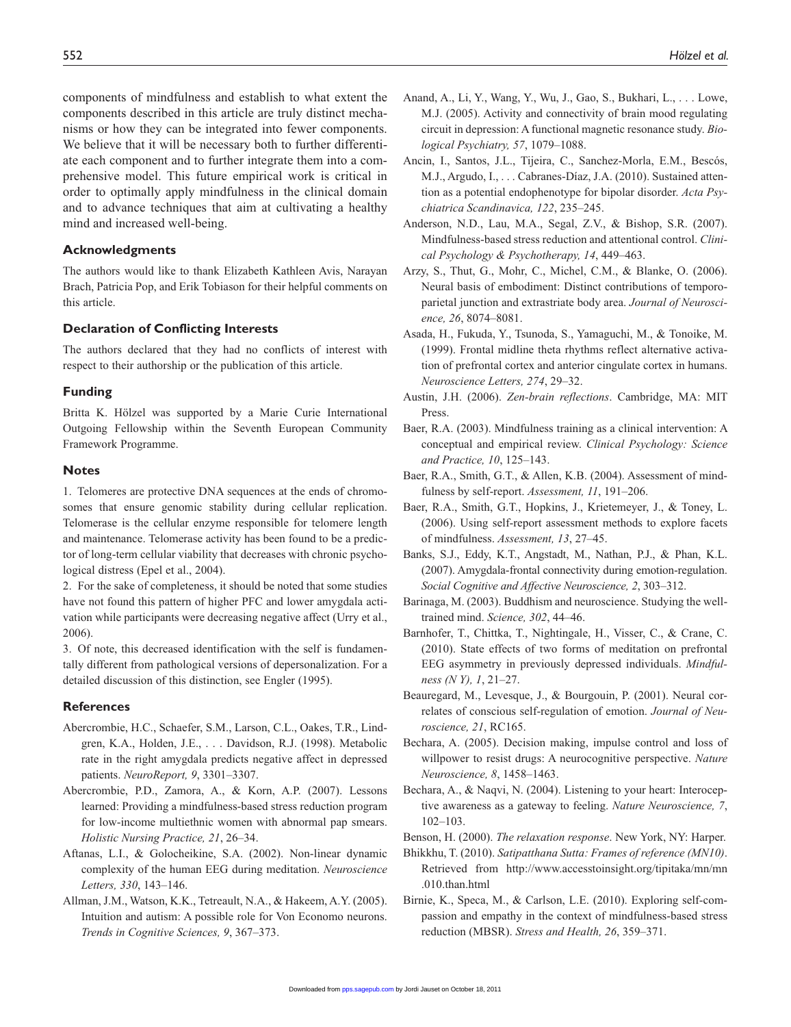components of mindfulness and establish to what extent the components described in this article are truly distinct mechanisms or how they can be integrated into fewer components. We believe that it will be necessary both to further differentiate each component and to further integrate them into a comprehensive model. This future empirical work is critical in order to optimally apply mindfulness in the clinical domain and to advance techniques that aim at cultivating a healthy mind and increased well-being.

## Acknowledgments

The authors would like to thank Elizabeth Kathleen Avis, Narayan Brach, Patricia Pop, and Erik Tobiason for their helpful comments on this article.

## Declaration of Conflicting Interests

The authors declared that they had no conflicts of interest with respect to their authorship or the publication of this article.

## Funding

Britta K. Hölzel was supported by a Marie Curie International Outgoing Fellowship within the Seventh European Community Framework Programme.

## Notes

1. Telomeres are protective DNA sequences at the ends of chromosomes that ensure genomic stability during cellular replication. Telomerase is the cellular enzyme responsible for telomere length and maintenance. Telomerase activity has been found to be a predictor of long-term cellular viability that decreases with chronic psychological distress (Epel et al., 2004).

2. For the sake of completeness, it should be noted that some studies have not found this pattern of higher PFC and lower amygdala activation while participants were decreasing negative affect (Urry et al., 2006).

3. Of note, this decreased identification with the self is fundamentally different from pathological versions of depersonalization. For a detailed discussion of this distinction, see Engler (1995).

## References

Abercrombie, H.C., Schaefer, S.M., Larson, C.L., Oakes, T.R., Lindgren, K.A., Holden, J.E., . . . Davidson, R.J. (1998). Metabolic rate in the right amygdala predicts negative affect in depressed patients. *NeuroReport, 9*, 3301–3307.

Abercrombie, P.D., Zamora, A., & Korn, A.P. (2007). Lessons learned: Providing a mindfulness-based stress reduction program for low-income multiethnic women with abnormal pap smears. *Holistic Nursing Practice, 21*, 26–34.

Aftanas, L.I., & Golocheikine, S.A. (2002). Non-linear dynamic complexity of the human EEG during meditation. *Neuroscience Letters, 330*, 143–146.

Allman, J.M., Watson, K.K., Tetreault, N.A., & Hakeem, A.Y. (2005). Intuition and autism: A possible role for Von Economo neurons. *Trends in Cognitive Sciences, 9*, 367–373.

Anand, A., Li, Y., Wang, Y., Wu, J., Gao, S., Bukhari, L., . . . Lowe, M.J. (2005). Activity and connectivity of brain mood regulating circuit in depression: A functional magnetic resonance study. *Biological Psychiatry, 57*, 1079–1088.

Ancin, I., Santos, J.L., Tijeira, C., Sanchez-Morla, E.M., Bescós, M.J., Argudo, I., . . . Cabranes-Díaz, J.A. (2010). Sustained attention as a potential endophenotype for bipolar disorder. *Acta Psychiatrica Scandinavica, 122*, 235–245.

Anderson, N.D., Lau, M.A., Segal, Z.V., & Bishop, S.R. (2007). Mindfulness-based stress reduction and attentional control. *Clinical Psychology & Psychotherapy, 14*, 449–463.

Arzy, S., Thut, G., Mohr, C., Michel, C.M., & Blanke, O. (2006). Neural basis of embodiment: Distinct contributions of temporoparietal junction and extrastriate body area. *Journal of Neuroscience, 26*, 8074–8081.

Asada, H., Fukuda, Y., Tsunoda, S., Yamaguchi, M., & Tonoike, M. (1999). Frontal midline theta rhythms reflect alternative activation of prefrontal cortex and anterior cingulate cortex in humans. *Neuroscience Letters, 274*, 29–32.

Austin, J.H. (2006). *Zen-brain reflections*. Cambridge, MA: MIT Press.

Baer, R.A. (2003). Mindfulness training as a clinical intervention: A conceptual and empirical review. *Clinical Psychology: Science and Practice, 10*, 125–143.

Baer, R.A., Smith, G.T., & Allen, K.B. (2004). Assessment of mindfulness by self-report. *Assessment, 11*, 191–206.

Baer, R.A., Smith, G.T., Hopkins, J., Krietemeyer, J., & Toney, L. (2006). Using self-report assessment methods to explore facets of mindfulness. *Assessment, 13*, 27–45.

Banks, S.J., Eddy, K.T., Angstadt, M., Nathan, P.J., & Phan, K.L. (2007). Amygdala-frontal connectivity during emotion-regulation. *Social Cognitive and Affective Neuroscience, 2*, 303–312.

Barinaga, M. (2003). Buddhism and neuroscience. Studying the well-trained mind. *Science, 302*, 44–46.

Barnhofer, T., Chittka, T., Nightingale, H., Visser, C., & Crane, C. (2010). State effects of two forms of meditation on prefrontal EEG asymmetry in previously depressed individuals. *Mindfulness (N Y), 1*, 21–27.

Beauregard, M., Levesque, J., & Bourgouin, P. (2001). Neural correlates of conscious self-regulation of emotion. *Journal of Neuroscience, 21*, RC165.

Bechara, A. (2005). Decision making, impulse control and loss of willpower to resist drugs: A neurocognitive perspective. *Nature Neuroscience, 8*, 1458–1463.

Bechara, A., & Naqvi, N. (2004). Listening to your heart: Interoceptive awareness as a gateway to feeling. *Nature Neuroscience, 7*, 102–103.

Benson, H. (2000). *The relaxation response*. New York, NY: Harper.

Bhikkhu, T. (2010). *Satipatthana Sutta: Frames of reference (MN10)*. Retrieved from http://www.accesstoinsight.org/tipitaka/mn/mn.010.than.html

Birnie, K., Speca, M., & Carlson, L.E. (2010). Exploring self-compassion and empathy in the context of mindfulness-based stress reduction (MBSR). *Stress and Health, 26*, 359–371.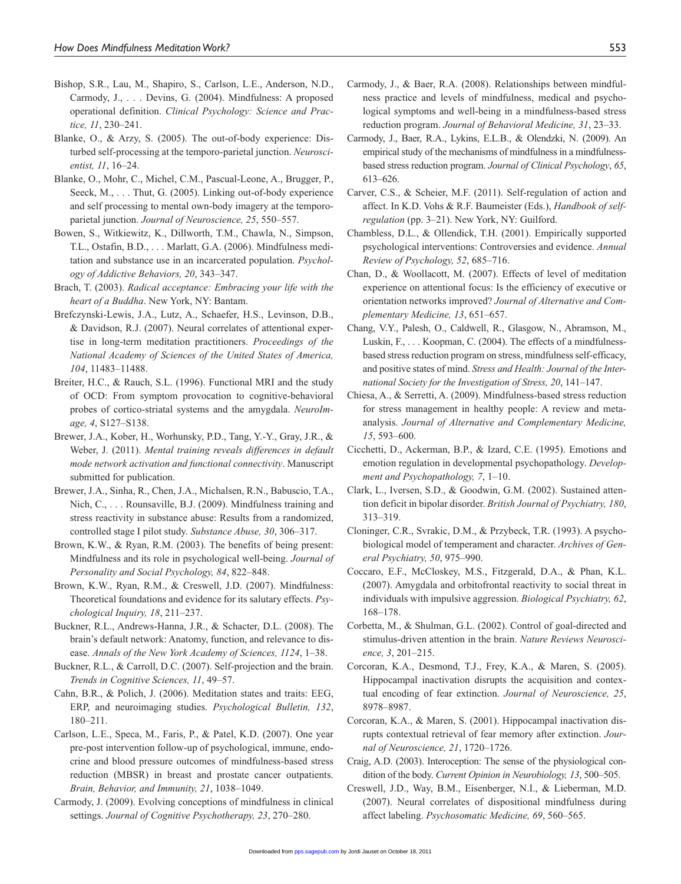Bishop, S.R., Lau, M., Shapiro, S., Carlson, L.E., Anderson, N.D., Carmody, J., . . . Devins, G. (2004). Mindfulness: A proposed operational definition. *Clinical Psychology: Science and Practice, 11*, 230–241.

Blanke, O., & Arzy, S. (2005). The out-of-body experience: Disturbed self-processing at the temporo-parietal junction. *Neuroscientist, 11*, 16–24.

Blanke, O., Mohr, C., Michel, C.M., Pascual-Leone, A., Brugger, P., Seeck, M., . . . Thut, G. (2005). Linking out-of-body experience and self processing to mental own-body imagery at the temporoparietal junction. *Journal of Neuroscience, 25*, 550–557.

Bowen, S., Witkiewitz, K., Dillworth, T.M., Chawla, N., Simpson, T.L., Ostafin, B.D., . . . Marlatt, G.A. (2006). Mindfulness meditation and substance use in an incarcerated population. *Psychology of Addictive Behaviors, 20*, 343–347.

Brach, T. (2003). *Radical acceptance: Embracing your life with the heart of a Buddha*. New York, NY: Bantam.

Brefczynski-Lewis, J.A., Lutz, A., Schaefer, H.S., Levinson, D.B., & Davidson, R.J. (2007). Neural correlates of attentional expertise in long-term meditation practitioners. *Proceedings of the National Academy of Sciences of the United States of America, 104*, 11483–11488.

Breiter, H.C., & Rauch, S.L. (1996). Functional MRI and the study of OCD: From symptom provocation to cognitive-behavioral probes of cortico-striatal systems and the amygdala. *NeuroImage, 4*, S127–S138.

Brewer, J.A., Kober, H., Worhunsky, P.D., Tang, Y.-Y., Gray, J.R., & Weber, J. (2011). *Mental training reveals differences in default mode network activation and functional connectivity*. Manuscript submitted for publication.

Brewer, J.A., Sinha, R., Chen, J.A., Michalsen, R.N., Babuscio, T.A., Nich, C., . . . Rounsaville, B.J. (2009). Mindfulness training and stress reactivity in substance abuse: Results from a randomized, controlled stage I pilot study. *Substance Abuse, 30*, 306–317.

Brown, K.W., & Ryan, R.M. (2003). The benefits of being present: Mindfulness and its role in psychological well-being. *Journal of Personality and Social Psychology, 84*, 822–848.

Brown, K.W., Ryan, R.M., & Creswell, J.D. (2007). Mindfulness: Theoretical foundations and evidence for its salutary effects. *Psychological Inquiry, 18*, 211–237.

Buckner, R.L., Andrews-Hanna, J.R., & Schacter, D.L. (2008). The brain's default network: Anatomy, function, and relevance to disease. *Annals of the New York Academy of Sciences, 1124*, 1–38.

Buckner, R.L., & Carroll, D.C. (2007). Self-projection and the brain. *Trends in Cognitive Sciences, 11*, 49–57.

Cahn, B.R., & Polich, J. (2006). Meditation states and traits: EEG, ERP, and neuroimaging studies. *Psychological Bulletin, 132*, 180–211.

Carlson, L.E., Speca, M., Faris, P., & Patel, K.D. (2007). One year pre-post intervention follow-up of psychological, immune, endocrine and blood pressure outcomes of mindfulness-based stress reduction (MBSR) in breast and prostate cancer outpatients. *Brain, Behavior, and Immunity, 21*, 1038–1049.

Carmody, J. (2009). Evolving conceptions of mindfulness in clinical settings. *Journal of Cognitive Psychotherapy, 23*, 270–280.

Carmody, J., & Baer, R.A. (2008). Relationships between mindfulness practice and levels of mindfulness, medical and psychological symptoms and well-being in a mindfulness-based stress reduction program. *Journal of Behavioral Medicine, 31*, 23–33.

Carmody, J., Baer, R.A., Lykins, E.L.B., & Olendzki, N. (2009). An empirical study of the mechanisms of mindfulness in a mindfulness-based stress reduction program. *Journal of Clinical Psychology*, *65*, 613–626.

Carver, C.S., & Scheier, M.F. (2011). Self-regulation of action and affect. In K.D. Vohs & R.F. Baumeister (Eds.), *Handbook of self-regulation* (pp. 3–21). New York, NY: Guilford.

Chambless, D.L., & Ollendick, T.H. (2001). Empirically supported psychological interventions: Controversies and evidence. *Annual Review of Psychology, 52*, 685–716.

Chan, D., & Woollacott, M. (2007). Effects of level of meditation experience on attentional focus: Is the efficiency of executive or orientation networks improved? *Journal of Alternative and Complementary Medicine, 13*, 651–657.

Chang, V.Y., Palesh, O., Caldwell, R., Glasgow, N., Abramson, M., Luskin, F., . . . Koopman, C. (2004). The effects of a mindfulness-based stress reduction program on stress, mindfulness self-efficacy, and positive states of mind. *Stress and Health: Journal of the International Society for the Investigation of Stress, 20*, 141–147.

Chiesa, A., & Serretti, A. (2009). Mindfulness-based stress reduction for stress management in healthy people: A review and meta-analysis. *Journal of Alternative and Complementary Medicine, 15*, 593–600.

Cicchetti, D., Ackerman, B.P., & Izard, C.E. (1995). Emotions and emotion regulation in developmental psychopathology. *Development and Psychopathology, 7*, 1–10.

Clark, L., Iversen, S.D., & Goodwin, G.M. (2002). Sustained attention deficit in bipolar disorder. *British Journal of Psychiatry, 180*, 313–319.

Cloninger, C.R., Svrakic, D.M., & Przybeck, T.R. (1993). A psychobiological model of temperament and character. *Archives of General Psychiatry, 50*, 975–990.

Coccaro, E.F., McCloskey, M.S., Fitzgerald, D.A., & Phan, K.L. (2007). Amygdala and orbitofrontal reactivity to social threat in individuals with impulsive aggression. *Biological Psychiatry, 62*, 168–178.

Corbetta, M., & Shulman, G.L. (2002). Control of goal-directed and stimulus-driven attention in the brain. *Nature Reviews Neuroscience, 3*, 201–215.

Corcoran, K.A., Desmond, T.J., Frey, K.A., & Maren, S. (2005). Hippocampal inactivation disrupts the acquisition and contextual encoding of fear extinction. *Journal of Neuroscience, 25*, 8978–8987.

Corcoran, K.A., & Maren, S. (2001). Hippocampal inactivation disrupts contextual retrieval of fear memory after extinction. *Journal of Neuroscience, 21*, 1720–1726.

Craig, A.D. (2003). Interoception: The sense of the physiological condition of the body. *Current Opinion in Neurobiology, 13*, 500–505.

Creswell, J.D., Way, B.M., Eisenberger, N.I., & Lieberman, M.D. (2007). Neural correlates of dispositional mindfulness during affect labeling. *Psychosomatic Medicine, 69*, 560–565.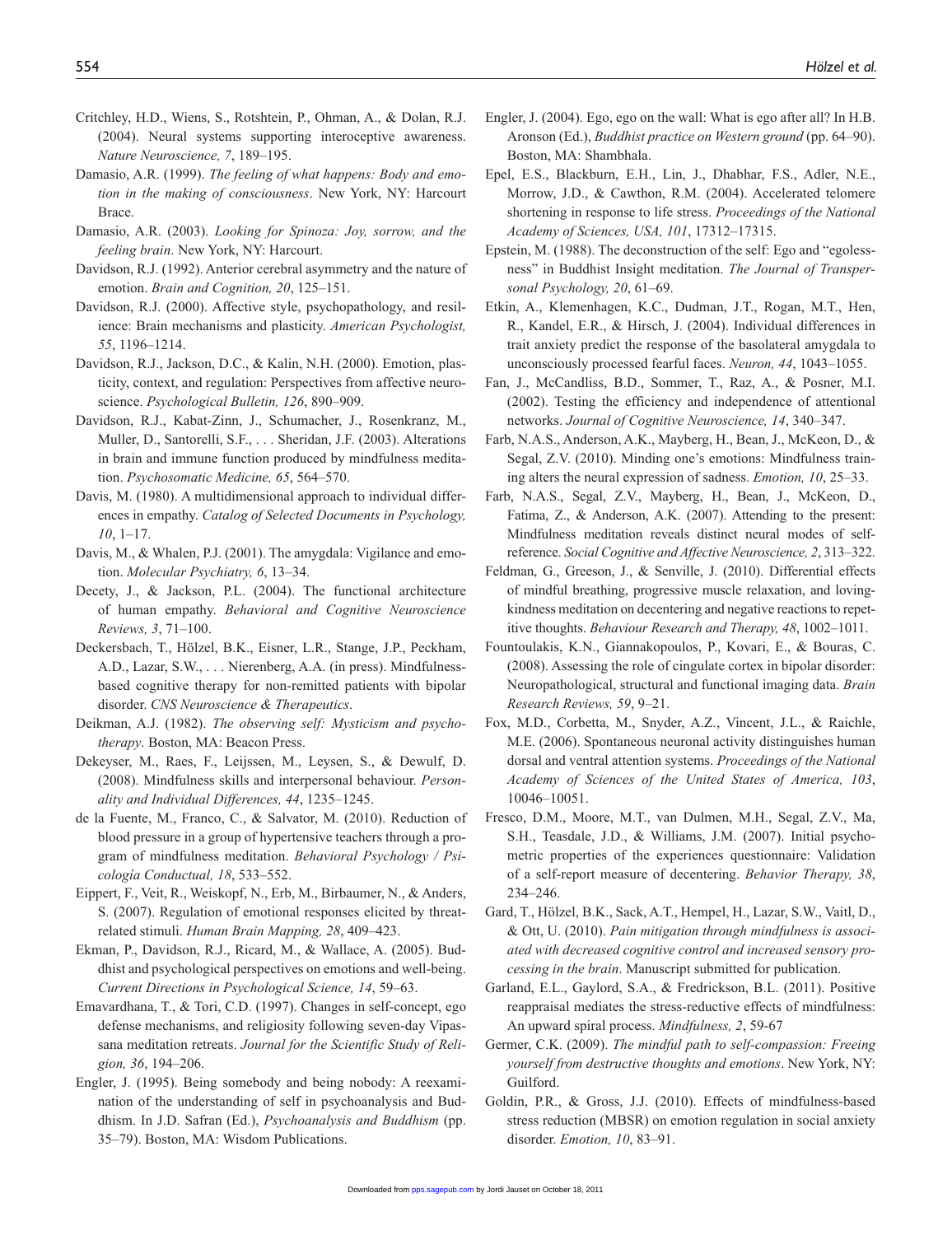Critchley, H.D., Wiens, S., Rotshtein, P., Ohman, A., & Dolan, R.J. (2004). Neural systems supporting interoceptive awareness. *Nature Neuroscience, 7*, 189–195.

Damasio, A.R. (1999). *The feeling of what happens: Body and emotion in the making of consciousness*. New York, NY: Harcourt Brace.

Damasio, A.R. (2003). *Looking for Spinoza: Joy, sorrow, and the feeling brain*. New York, NY: Harcourt.

Davidson, R.J. (1992). Anterior cerebral asymmetry and the nature of emotion. *Brain and Cognition, 20*, 125–151.

Davidson, R.J. (2000). Affective style, psychopathology, and resilience: Brain mechanisms and plasticity. *American Psychologist, 55*, 1196–1214.

Davidson, R.J., Jackson, D.C., & Kalin, N.H. (2000). Emotion, plasticity, context, and regulation: Perspectives from affective neuroscience. *Psychological Bulletin, 126*, 890–909.

Davidson, R.J., Kabat-Zinn, J., Schumacher, J., Rosenkranz, M., Muller, D., Santorelli, S.F., . . . Sheridan, J.F. (2003). Alterations in brain and immune function produced by mindfulness meditation. *Psychosomatic Medicine, 65*, 564–570.

Davis, M. (1980). A multidimensional approach to individual differences in empathy. *Catalog of Selected Documents in Psychology, 10*, 1–17.

Davis, M., & Whalen, P.J. (2001). The amygdala: Vigilance and emotion. *Molecular Psychiatry, 6*, 13–34.

Decety, J., & Jackson, P.L. (2004). The functional architecture of human empathy. *Behavioral and Cognitive Neuroscience Reviews, 3*, 71–100.

Deckersbach, T., Hölzel, B.K., Eisner, L.R., Stange, J.P., Peckham, A.D., Lazar, S.W., . . . Nierenberg, A.A. (in press). Mindfulness-based cognitive therapy for non-remitted patients with bipolar disorder. *CNS Neuroscience & Therapeutics*.

Deikman, A.J. (1982). *The observing self: Mysticism and psychotherapy*. Boston, MA: Beacon Press.

Dekeyser, M., Raes, F., Leijssen, M., Leysen, S., & Dewulf, D. (2008). Mindfulness skills and interpersonal behaviour. *Personality and Individual Differences, 44*, 1235–1245.

de la Fuente, M., Franco, C., & Salvator, M. (2010). Reduction of blood pressure in a group of hypertensive teachers through a program of mindfulness meditation. *Behavioral Psychology / Psicología Conductual, 18*, 533–552.

Eippert, F., Veit, R., Weiskopf, N., Erb, M., Birbaumer, N., & Anders, S. (2007). Regulation of emotional responses elicited by threat-related stimuli. *Human Brain Mapping, 28*, 409–423.

Ekman, P., Davidson, R.J., Ricard, M., & Wallace, A. (2005). Buddhist and psychological perspectives on emotions and well-being. *Current Directions in Psychological Science, 14*, 59–63.

Emavardhana, T., & Tori, C.D. (1997). Changes in self-concept, ego defense mechanisms, and religiosity following seven-day Vipassana meditation retreats. *Journal for the Scientific Study of Religion, 36*, 194–206.

Engler, J. (1995). Being somebody and being nobody: A reexamination of the understanding of self in psychoanalysis and Buddhism. In J.D. Safran (Ed.), *Psychoanalysis and Buddhism* (pp. 35–79). Boston, MA: Wisdom Publications.

Engler, J. (2004). Ego, ego on the wall: What is ego after all? In H.B. Aronson (Ed.), *Buddhist practice on Western ground* (pp. 64–90). Boston, MA: Shambhala.

Epel, E.S., Blackburn, E.H., Lin, J., Dhabhar, F.S., Adler, N.E., Morrow, J.D., & Cawthon, R.M. (2004). Accelerated telomere shortening in response to life stress. *Proceedings of the National Academy of Sciences, USA, 101*, 17312–17315.

Epstein, M. (1988). The deconstruction of the self: Ego and "egolessness" in Buddhist Insight meditation. *The Journal of Transpersonal Psychology, 20*, 61–69.

Etkin, A., Klemenhagen, K.C., Dudman, J.T., Rogan, M.T., Hen, R., Kandel, E.R., & Hirsch, J. (2004). Individual differences in trait anxiety predict the response of the basolateral amygdala to unconsciously processed fearful faces. *Neuron, 44*, 1043–1055.

Fan, J., McCandliss, B.D., Sommer, T., Raz, A., & Posner, M.I. (2002). Testing the efficiency and independence of attentional networks. *Journal of Cognitive Neuroscience, 14*, 340–347.

Farb, N.A.S., Anderson, A.K., Mayberg, H., Bean, J., McKeon, D., & Segal, Z.V. (2010). Minding one's emotions: Mindfulness training alters the neural expression of sadness. *Emotion, 10*, 25–33.

Farb, N.A.S., Segal, Z.V., Mayberg, H., Bean, J., McKeon, D., Fatima, Z., & Anderson, A.K. (2007). Attending to the present: Mindfulness meditation reveals distinct neural modes of self-reference. *Social Cognitive and Affective Neuroscience, 2*, 313–322.

Feldman, G., Greeson, J., & Senville, J. (2010). Differential effects of mindful breathing, progressive muscle relaxation, and loving-kindness meditation on decentering and negative reactions to repetitive thoughts. *Behaviour Research and Therapy, 48*, 1002–1011.

Fountoulakis, K.N., Giannakopoulos, P., Kovari, E., & Bouras, C. (2008). Assessing the role of cingulate cortex in bipolar disorder: Neuropathological, structural and functional imaging data. *Brain Research Reviews, 59*, 9–21.

Fox, M.D., Corbetta, M., Snyder, A.Z., Vincent, J.L., & Raichle, M.E. (2006). Spontaneous neuronal activity distinguishes human dorsal and ventral attention systems. *Proceedings of the National Academy of Sciences of the United States of America, 103*, 10046–10051.

Fresco, D.M., Moore, M.T., van Dulmen, M.H., Segal, Z.V., Ma, S.H., Teasdale, J.D., & Williams, J.M. (2007). Initial psychometric properties of the experiences questionnaire: Validation of a self-report measure of decentering. *Behavior Therapy, 38*, 234–246.

Gard, T., Hölzel, B.K., Sack, A.T., Hempel, H., Lazar, S.W., Vaitl, D., & Ott, U. (2010). *Pain mitigation through mindfulness is associated with decreased cognitive control and increased sensory processing in the brain*. Manuscript submitted for publication.

Garland, E.L., Gaylord, S.A., & Fredrickson, B.L. (2011). Positive reappraisal mediates the stress-reductive effects of mindfulness: An upward spiral process. *Mindfulness, 2*, 59-67

Germer, C.K. (2009). *The mindful path to self-compassion: Freeing yourself from destructive thoughts and emotions*. New York, NY: Guilford.

Goldin, P.R., & Gross, J.J. (2010). Effects of mindfulness-based stress reduction (MBSR) on emotion regulation in social anxiety disorder. *Emotion, 10*, 83–91.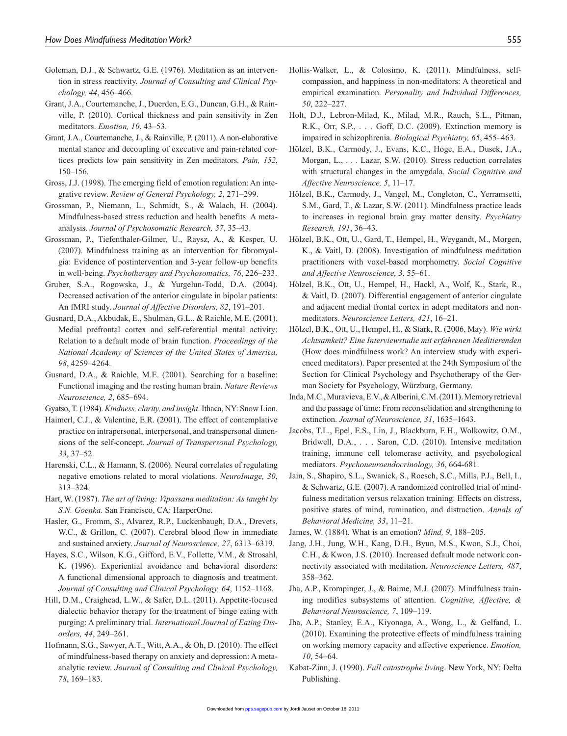Goleman, D.J., & Schwartz, G.E. (1976). Meditation as an intervention in stress reactivity. *Journal of Consulting and Clinical Psychology, 44*, 456–466.

Grant, J.A., Courtemanche, J., Duerden, E.G., Duncan, G.H., & Rainville, P. (2010). Cortical thickness and pain sensitivity in Zen meditators. *Emotion, 10*, 43–53.

Grant, J.A., Courtemanche, J., & Rainville, P. (2011). A non-elaborative mental stance and decoupling of executive and pain-related cortices predicts low pain sensitivity in Zen meditators. *Pain, 152*, 150–156.

Gross, J.J. (1998). The emerging field of emotion regulation: An integrative review. *Review of General Psychology, 2*, 271–299.

Grossman, P., Niemann, L., Schmidt, S., & Walach, H. (2004). Mindfulness-based stress reduction and health benefits. A meta-analysis. *Journal of Psychosomatic Research, 57*, 35–43.

Grossman, P., Tiefenthaler-Gilmer, U., Raysz, A., & Kesper, U. (2007). Mindfulness training as an intervention for fibromyalgia: Evidence of postintervention and 3-year follow-up benefits in well-being. *Psychotherapy and Psychosomatics, 76*, 226–233.

Gruber, S.A., Rogowska, J., & Yurgelun-Todd, D.A. (2004). Decreased activation of the anterior cingulate in bipolar patients: An fMRI study. *Journal of Affective Disorders, 82*, 191–201.

Gusnard, D.A., Akbudak, E., Shulman, G.L., & Raichle, M.E. (2001). Medial prefrontal cortex and self-referential mental activity: Relation to a default mode of brain function. *Proceedings of the National Academy of Sciences of the United States of America, 98*, 4259–4264.

Gusnard, D.A., & Raichle, M.E. (2001). Searching for a baseline: Functional imaging and the resting human brain. *Nature Reviews Neuroscience, 2*, 685–694.

Gyatso, T. (1984). *Kindness, clarity, and insight*. Ithaca, NY: Snow Lion.

Haimerl, C.J., & Valentine, E.R. (2001). The effect of contemplative practice on intrapersonal, interpersonal, and transpersonal dimensions of the self-concept. *Journal of Transpersonal Psychology, 33*, 37–52.

Harenski, C.L., & Hamann, S. (2006). Neural correlates of regulating negative emotions related to moral violations. *NeuroImage, 30*, 313–324.

Hart, W. (1987). *The art of living: Vipassana meditation: As taught by S.N. Goenka*. San Francisco, CA: HarperOne.

Hasler, G., Fromm, S., Alvarez, R.P., Luckenbaugh, D.A., Drevets, W.C., & Grillon, C. (2007). Cerebral blood flow in immediate and sustained anxiety. *Journal of Neuroscience, 27*, 6313–6319.

Hayes, S.C., Wilson, K.G., Gifford, E.V., Follette, V.M., & Strosahl, K. (1996). Experiential avoidance and behavioral disorders: A functional dimensional approach to diagnosis and treatment. *Journal of Consulting and Clinical Psychology, 64*, 1152–1168.

Hill, D.M., Craighead, L.W., & Safer, D.L. (2011). Appetite-focused dialectic behavior therapy for the treatment of binge eating with purging: A preliminary trial. *International Journal of Eating Disorders, 44*, 249–261.

Hofmann, S.G., Sawyer, A.T., Witt, A.A., & Oh, D. (2010). The effect of mindfulness-based therapy on anxiety and depression: A meta-analytic review. *Journal of Consulting and Clinical Psychology, 78*, 169–183.

Hollis-Walker, L., & Colosimo, K. (2011). Mindfulness, self-compassion, and happiness in non-meditators: A theoretical and empirical examination. *Personality and Individual Differences, 50*, 222–227.

Holt, D.J., Lebron-Milad, K., Milad, M.R., Rauch, S.L., Pitman, R.K., Orr, S.P., . . . Goff, D.C. (2009). Extinction memory is impaired in schizophrenia. *Biological Psychiatry, 65*, 455–463.

Hölzel, B.K., Carmody, J., Evans, K.C., Hoge, E.A., Dusek, J.A., Morgan, L., . . . Lazar, S.W. (2010). Stress reduction correlates with structural changes in the amygdala. *Social Cognitive and Affective Neuroscience, 5*, 11–17.

Hölzel, B.K., Carmody, J., Vangel, M., Congleton, C., Yerramsetti, S.M., Gard, T., & Lazar, S.W. (2011). Mindfulness practice leads to increases in regional brain gray matter density. *Psychiatry Research, 191*, 36–43.

Hölzel, B.K., Ott, U., Gard, T., Hempel, H., Weygandt, M., Morgen, K., & Vaitl, D. (2008). Investigation of mindfulness meditation practitioners with voxel-based morphometry. *Social Cognitive and Affective Neuroscience, 3*, 55–61.

Hölzel, B.K., Ott, U., Hempel, H., Hackl, A., Wolf, K., Stark, R., & Vaitl, D. (2007). Differential engagement of anterior cingulate and adjacent medial frontal cortex in adept meditators and non-meditators. *Neuroscience Letters, 421*, 16–21.

Hölzel, B.K., Ott, U., Hempel, H., & Stark, R. (2006, May). *Wie wirkt Achtsamkeit? Eine Interviewstudie mit erfahrenen Meditierenden* (How does mindfulness work? An interview study with experienced meditators). Paper presented at the 24th Symposium of the Section for Clinical Psychology and Psychotherapy of the German Society for Psychology, Würzburg, Germany.

Inda, M.C., Muravieva, E.V., & Alberini, C.M. (2011). Memory retrieval and the passage of time: From reconsolidation and strengthening to extinction. *Journal of Neuroscience, 31*, 1635–1643.

Jacobs, T.L., Epel, E.S., Lin, J., Blackburn, E.H., Wolkowitz, O.M., Bridwell, D.A., . . . Saron, C.D. (2010). Intensive meditation training, immune cell telomerase activity, and psychological mediators. *Psychoneuroendocrinology, 36*, 664-681.

Jain, S., Shapiro, S.L., Swanick, S., Roesch, S.C., Mills, P.J., Bell, I., & Schwartz, G.E. (2007). A randomized controlled trial of mindfulness meditation versus relaxation training: Effects on distress, positive states of mind, rumination, and distraction. *Annals of Behavioral Medicine, 33*, 11–21.

James, W. (1884). What is an emotion? *Mind, 9*, 188–205.

Jang, J.H., Jung, W.H., Kang, D.H., Byun, M.S., Kwon, S.J., Choi, C.H., & Kwon, J.S. (2010). Increased default mode network connectivity associated with meditation. *Neuroscience Letters, 487*, 358–362.

Jha, A.P., Krompinger, J., & Baime, M.J. (2007). Mindfulness training modifies subsystems of attention. *Cognitive, Affective, & Behavioral Neuroscience, 7*, 109–119.

Jha, A.P., Stanley, E.A., Kiyonaga, A., Wong, L., & Gelfand, L. (2010). Examining the protective effects of mindfulness training on working memory capacity and affective experience. *Emotion, 10*, 54–64.

Kabat-Zinn, J. (1990). *Full catastrophe living*. New York, NY: Delta Publishing.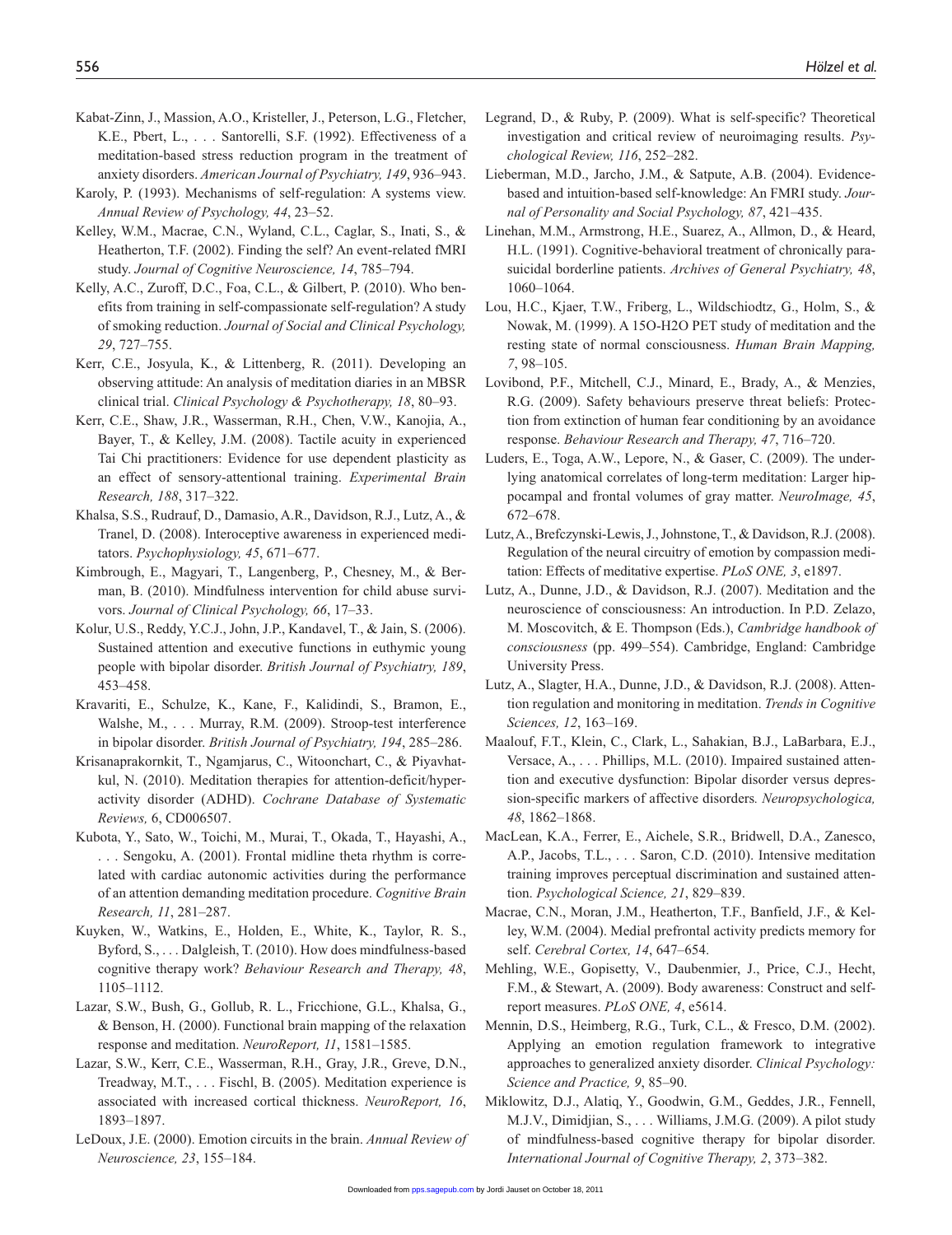Kabat-Zinn, J., Massion, A.O., Kristeller, J., Peterson, L.G., Fletcher, K.E., Pbert, L., . . . Santorelli, S.F. (1992). Effectiveness of a meditation-based stress reduction program in the treatment of anxiety disorders. *American Journal of Psychiatry, 149*, 936–943.

Karoly, P. (1993). Mechanisms of self-regulation: A systems view. *Annual Review of Psychology, 44*, 23–52.

Kelley, W.M., Macrae, C.N., Wyland, C.L., Caglar, S., Inati, S., & Heatherton, T.F. (2002). Finding the self? An event-related fMRI study. *Journal of Cognitive Neuroscience, 14*, 785–794.

Kelly, A.C., Zuroff, D.C., Foa, C.L., & Gilbert, P. (2010). Who benefits from training in self-compassionate self-regulation? A study of smoking reduction. *Journal of Social and Clinical Psychology, 29*, 727–755.

Kerr, C.E., Josyula, K., & Littenberg, R. (2011). Developing an observing attitude: An analysis of meditation diaries in an MBSR clinical trial. *Clinical Psychology & Psychotherapy, 18*, 80–93.

Kerr, C.E., Shaw, J.R., Wasserman, R.H., Chen, V.W., Kanojia, A., Bayer, T., & Kelley, J.M. (2008). Tactile acuity in experienced Tai Chi practitioners: Evidence for use dependent plasticity as an effect of sensory-attentional training. *Experimental Brain Research, 188*, 317–322.

Khalsa, S.S., Rudrauf, D., Damasio, A.R., Davidson, R.J., Lutz, A., & Tranel, D. (2008). Interoceptive awareness in experienced meditators. *Psychophysiology, 45*, 671–677.

Kimbrough, E., Magyari, T., Langenberg, P., Chesney, M., & Berman, B. (2010). Mindfulness intervention for child abuse survivors. *Journal of Clinical Psychology, 66*, 17–33.

Kolur, U.S., Reddy, Y.C.J., John, J.P., Kandavel, T., & Jain, S. (2006). Sustained attention and executive functions in euthymic young people with bipolar disorder. *British Journal of Psychiatry, 189*, 453–458.

Kravariti, E., Schulze, K., Kane, F., Kalidindi, S., Bramon, E., Walshe, M., . . . Murray, R.M. (2009). Stroop-test interference in bipolar disorder. *British Journal of Psychiatry, 194*, 285–286.

Krisanaprakornkit, T., Ngamjarus, C., Witoonchart, C., & Piyavhatkul, N. (2010). Meditation therapies for attention-deficit/hyperactivity disorder (ADHD). *Cochrane Database of Systematic Reviews,* 6, CD006507.

Kubota, Y., Sato, W., Toichi, M., Murai, T., Okada, T., Hayashi, A., . . . Sengoku, A. (2001). Frontal midline theta rhythm is correlated with cardiac autonomic activities during the performance of an attention demanding meditation procedure. *Cognitive Brain Research, 11*, 281–287.

Kuyken, W., Watkins, E., Holden, E., White, K., Taylor, R. S., Byford, S., . . . Dalgleish, T. (2010). How does mindfulness-based cognitive therapy work? *Behaviour Research and Therapy, 48*, 1105–1112.

Lazar, S.W., Bush, G., Gollub, R. L., Fricchione, G.L., Khalsa, G., & Benson, H. (2000). Functional brain mapping of the relaxation response and meditation. *NeuroReport, 11*, 1581–1585.

Lazar, S.W., Kerr, C.E., Wasserman, R.H., Gray, J.R., Greve, D.N., Treadway, M.T., . . . Fischl, B. (2005). Meditation experience is associated with increased cortical thickness. *NeuroReport, 16*, 1893–1897.

LeDoux, J.E. (2000). Emotion circuits in the brain. *Annual Review of Neuroscience, 23*, 155–184.

Legrand, D., & Ruby, P. (2009). What is self-specific? Theoretical investigation and critical review of neuroimaging results. *Psychological Review, 116*, 252–282.

Lieberman, M.D., Jarcho, J.M., & Satpute, A.B. (2004). Evidence-based and intuition-based self-knowledge: An FMRI study. *Journal of Personality and Social Psychology, 87*, 421–435.

Linehan, M.M., Armstrong, H.E., Suarez, A., Allmon, D., & Heard, H.L. (1991). Cognitive-behavioral treatment of chronically parasuicidal borderline patients. *Archives of General Psychiatry, 48*, 1060–1064.

Lou, H.C., Kjaer, T.W., Friberg, L., Wildschiodtz, G., Holm, S., & Nowak, M. (1999). A 15O-H2O PET study of meditation and the resting state of normal consciousness. *Human Brain Mapping, 7*, 98–105.

Lovibond, P.F., Mitchell, C.J., Minard, E., Brady, A., & Menzies, R.G. (2009). Safety behaviours preserve threat beliefs: Protection from extinction of human fear conditioning by an avoidance response. *Behaviour Research and Therapy, 47*, 716–720.

Luders, E., Toga, A.W., Lepore, N., & Gaser, C. (2009). The underlying anatomical correlates of long-term meditation: Larger hippocampal and frontal volumes of gray matter. *NeuroImage, 45*, 672–678.

Lutz, A., Brefczynski-Lewis, J., Johnstone, T., & Davidson, R.J. (2008). Regulation of the neural circuitry of emotion by compassion meditation: Effects of meditative expertise. *PLoS ONE, 3*, e1897.

Lutz, A., Dunne, J.D., & Davidson, R.J. (2007). Meditation and the neuroscience of consciousness: An introduction. In P.D. Zelazo, M. Moscovitch, & E. Thompson (Eds.), *Cambridge handbook of consciousness* (pp. 499–554). Cambridge, England: Cambridge University Press.

Lutz, A., Slagter, H.A., Dunne, J.D., & Davidson, R.J. (2008). Attention regulation and monitoring in meditation. *Trends in Cognitive Sciences, 12*, 163–169.

Maalouf, F.T., Klein, C., Clark, L., Sahakian, B.J., LaBarbara, E.J., Versace, A., . . . Phillips, M.L. (2010). Impaired sustained attention and executive dysfunction: Bipolar disorder versus depression-specific markers of affective disorders*. Neuropsychologica, 48*, 1862–1868.

MacLean, K.A., Ferrer, E., Aichele, S.R., Bridwell, D.A., Zanesco, A.P., Jacobs, T.L., . . . Saron, C.D. (2010). Intensive meditation training improves perceptual discrimination and sustained attention. *Psychological Science, 21*, 829–839.

Macrae, C.N., Moran, J.M., Heatherton, T.F., Banfield, J.F., & Kelley, W.M. (2004). Medial prefrontal activity predicts memory for self. *Cerebral Cortex, 14*, 647–654.

Mehling, W.E., Gopisetty, V., Daubenmier, J., Price, C.J., Hecht, F.M., & Stewart, A. (2009). Body awareness: Construct and self-report measures. *PLoS ONE, 4*, e5614.

Mennin, D.S., Heimberg, R.G., Turk, C.L., & Fresco, D.M. (2002). Applying an emotion regulation framework to integrative approaches to generalized anxiety disorder. *Clinical Psychology: Science and Practice, 9*, 85–90.

Miklowitz, D.J., Alatiq, Y., Goodwin, G.M., Geddes, J.R., Fennell, M.J.V., Dimidjian, S., . . . Williams, J.M.G. (2009). A pilot study of mindfulness-based cognitive therapy for bipolar disorder. *International Journal of Cognitive Therapy, 2*, 373–382.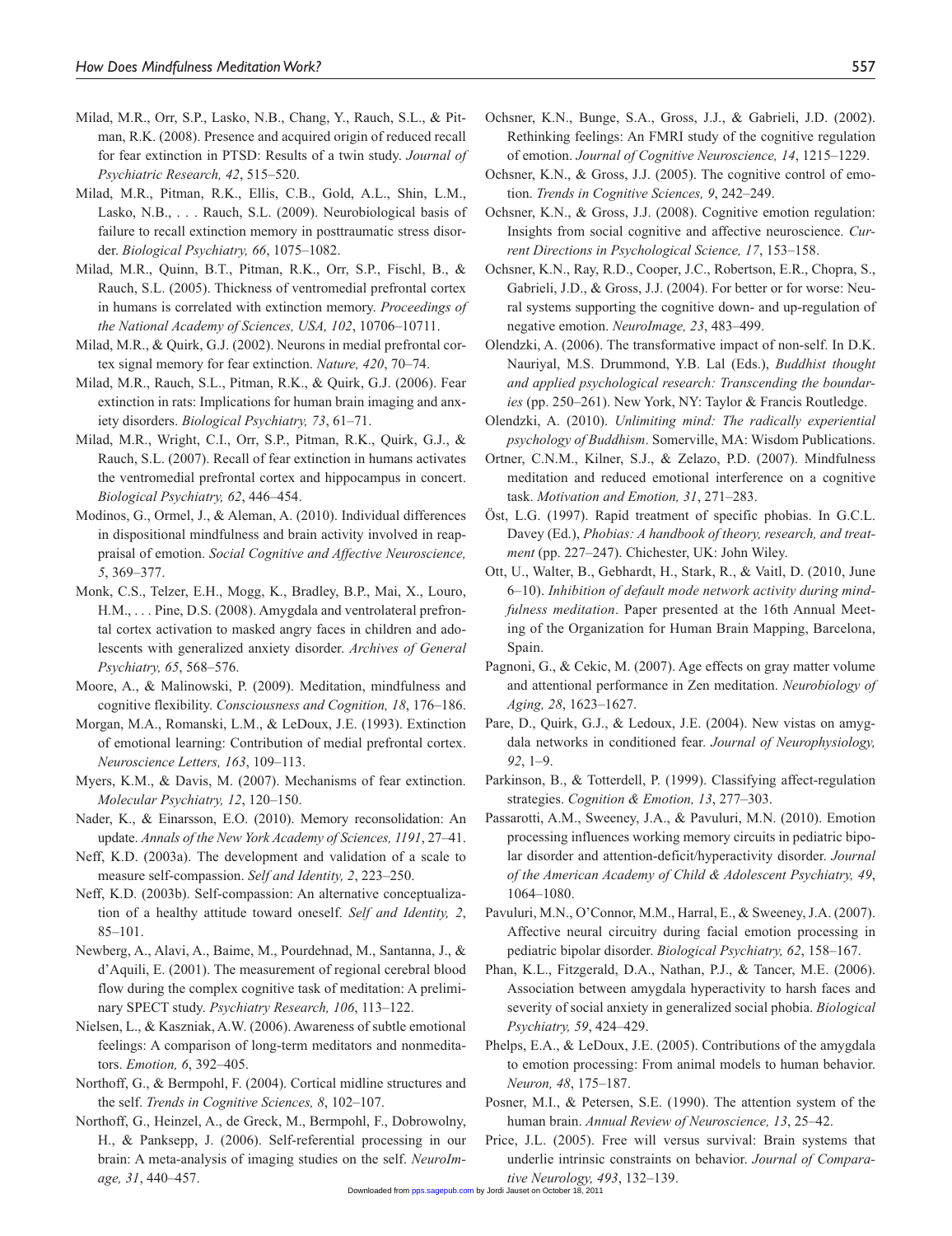Milad, M.R., Orr, S.P., Lasko, N.B., Chang, Y., Rauch, S.L., & Pitman, R.K. (2008). Presence and acquired origin of reduced recall for fear extinction in PTSD: Results of a twin study. *Journal of Psychiatric Research, 42*, 515–520.

Milad, M.R., Pitman, R.K., Ellis, C.B., Gold, A.L., Shin, L.M., Lasko, N.B., . . . Rauch, S.L. (2009). Neurobiological basis of failure to recall extinction memory in posttraumatic stress disorder. *Biological Psychiatry, 66*, 1075–1082.

Milad, M.R., Quinn, B.T., Pitman, R.K., Orr, S.P., Fischl, B., & Rauch, S.L. (2005). Thickness of ventromedial prefrontal cortex in humans is correlated with extinction memory. *Proceedings of the National Academy of Sciences, USA, 102*, 10706–10711.

Milad, M.R., & Quirk, G.J. (2002). Neurons in medial prefrontal cortex signal memory for fear extinction. *Nature, 420*, 70–74.

Milad, M.R., Rauch, S.L., Pitman, R.K., & Quirk, G.J. (2006). Fear extinction in rats: Implications for human brain imaging and anxiety disorders. *Biological Psychiatry, 73*, 61–71.

Milad, M.R., Wright, C.I., Orr, S.P., Pitman, R.K., Quirk, G.J., & Rauch, S.L. (2007). Recall of fear extinction in humans activates the ventromedial prefrontal cortex and hippocampus in concert. *Biological Psychiatry, 62*, 446–454.

Modinos, G., Ormel, J., & Aleman, A. (2010). Individual differences in dispositional mindfulness and brain activity involved in reappraisal of emotion. *Social Cognitive and Affective Neuroscience, 5*, 369–377.

Monk, C.S., Telzer, E.H., Mogg, K., Bradley, B.P., Mai, X., Louro, H.M., . . . Pine, D.S. (2008). Amygdala and ventrolateral prefrontal cortex activation to masked angry faces in children and adolescents with generalized anxiety disorder. *Archives of General Psychiatry, 65*, 568–576.

Moore, A., & Malinowski, P. (2009). Meditation, mindfulness and cognitive flexibility. *Consciousness and Cognition, 18*, 176–186.

Morgan, M.A., Romanski, L.M., & LeDoux, J.E. (1993). Extinction of emotional learning: Contribution of medial prefrontal cortex. *Neuroscience Letters, 163*, 109–113.

Myers, K.M., & Davis, M. (2007). Mechanisms of fear extinction. *Molecular Psychiatry, 12*, 120–150.

Nader, K., & Einarsson, E.O. (2010). Memory reconsolidation: An update. *Annals of the New York Academy of Sciences, 1191*, 27–41.

Neff, K.D. (2003a). The development and validation of a scale to measure self-compassion. *Self and Identity, 2*, 223–250.

Neff, K.D. (2003b). Self-compassion: An alternative conceptualization of a healthy attitude toward oneself. *Self and Identity, 2*, 85–101.

Newberg, A., Alavi, A., Baime, M., Pourdehnad, M., Santanna, J., & d'Aquili, E. (2001). The measurement of regional cerebral blood flow during the complex cognitive task of meditation: A preliminary SPECT study. *Psychiatry Research, 106*, 113–122.

Nielsen, L., & Kaszniak, A.W. (2006). Awareness of subtle emotional feelings: A comparison of long-term meditators and nonmeditators. *Emotion, 6*, 392–405.

Northoff, G., & Bermpohl, F. (2004). Cortical midline structures and the self. *Trends in Cognitive Sciences, 8*, 102–107.

Northoff, G., Heinzel, A., de Greck, M., Bermpohl, F., Dobrowolny, H., & Panksepp, J. (2006). Self-referential processing in our brain: A meta-analysis of imaging studies on the self. *NeuroImage, 31*, 440–457.

Ochsner, K.N., Bunge, S.A., Gross, J.J., & Gabrieli, J.D. (2002). Rethinking feelings: An FMRI study of the cognitive regulation of emotion. *Journal of Cognitive Neuroscience, 14*, 1215–1229.

Ochsner, K.N., & Gross, J.J. (2005). The cognitive control of emotion. *Trends in Cognitive Sciences, 9*, 242–249.

Ochsner, K.N., & Gross, J.J. (2008). Cognitive emotion regulation: Insights from social cognitive and affective neuroscience. *Current Directions in Psychological Science, 17*, 153–158.

Ochsner, K.N., Ray, R.D., Cooper, J.C., Robertson, E.R., Chopra, S., Gabrieli, J.D., & Gross, J.J. (2004). For better or for worse: Neural systems supporting the cognitive down- and up-regulation of negative emotion. *NeuroImage, 23*, 483–499.

Olendzki, A. (2006). The transformative impact of non-self. In D.K. Nauriyal, M.S. Drummond, Y.B. Lal (Eds.), *Buddhist thought and applied psychological research: Transcending the boundaries* (pp. 250–261). New York, NY: Taylor & Francis Routledge.

Olendzki, A. (2010). *Unlimiting mind: The radically experiential psychology of Buddhism*. Somerville, MA: Wisdom Publications.

Ortner, C.N.M., Kilner, S.J., & Zelazo, P.D. (2007). Mindfulness meditation and reduced emotional interference on a cognitive task. *Motivation and Emotion, 31*, 271–283.

Öst, L.G. (1997). Rapid treatment of specific phobias. In G.C.L. Davey (Ed.), *Phobias: A handbook of theory, research, and treatment* (pp. 227–247). Chichester, UK: John Wiley.

Ott, U., Walter, B., Gebhardt, H., Stark, R., & Vaitl, D. (2010, June 6–10). *Inhibition of default mode network activity during mindfulness meditation*. Paper presented at the 16th Annual Meeting of the Organization for Human Brain Mapping, Barcelona, Spain.

Pagnoni, G., & Cekic, M. (2007). Age effects on gray matter volume and attentional performance in Zen meditation. *Neurobiology of Aging, 28*, 1623–1627.

Pare, D., Quirk, G.J., & Ledoux, J.E. (2004). New vistas on amygdala networks in conditioned fear. *Journal of Neurophysiology, 92*, 1–9.

Parkinson, B., & Totterdell, P. (1999). Classifying affect-regulation strategies. *Cognition & Emotion, 13*, 277–303.

Passarotti, A.M., Sweeney, J.A., & Pavuluri, M.N. (2010). Emotion processing influences working memory circuits in pediatric bipolar disorder and attention-deficit/hyperactivity disorder. *Journal of the American Academy of Child & Adolescent Psychiatry, 49*, 1064–1080.

Pavuluri, M.N., O'Connor, M.M., Harral, E., & Sweeney, J.A. (2007). Affective neural circuitry during facial emotion processing in pediatric bipolar disorder. *Biological Psychiatry, 62*, 158–167.

Phan, K.L., Fitzgerald, D.A., Nathan, P.J., & Tancer, M.E. (2006). Association between amygdala hyperactivity to harsh faces and severity of social anxiety in generalized social phobia. *Biological Psychiatry, 59*, 424–429.

Phelps, E.A., & LeDoux, J.E. (2005). Contributions of the amygdala to emotion processing: From animal models to human behavior. *Neuron, 48*, 175–187.

Posner, M.I., & Petersen, S.E. (1990). The attention system of the human brain. *Annual Review of Neuroscience, 13*, 25–42.

Price, J.L. (2005). Free will versus survival: Brain systems that underlie intrinsic constraints on behavior. *Journal of Comparative Neurology, 493*, 132–139.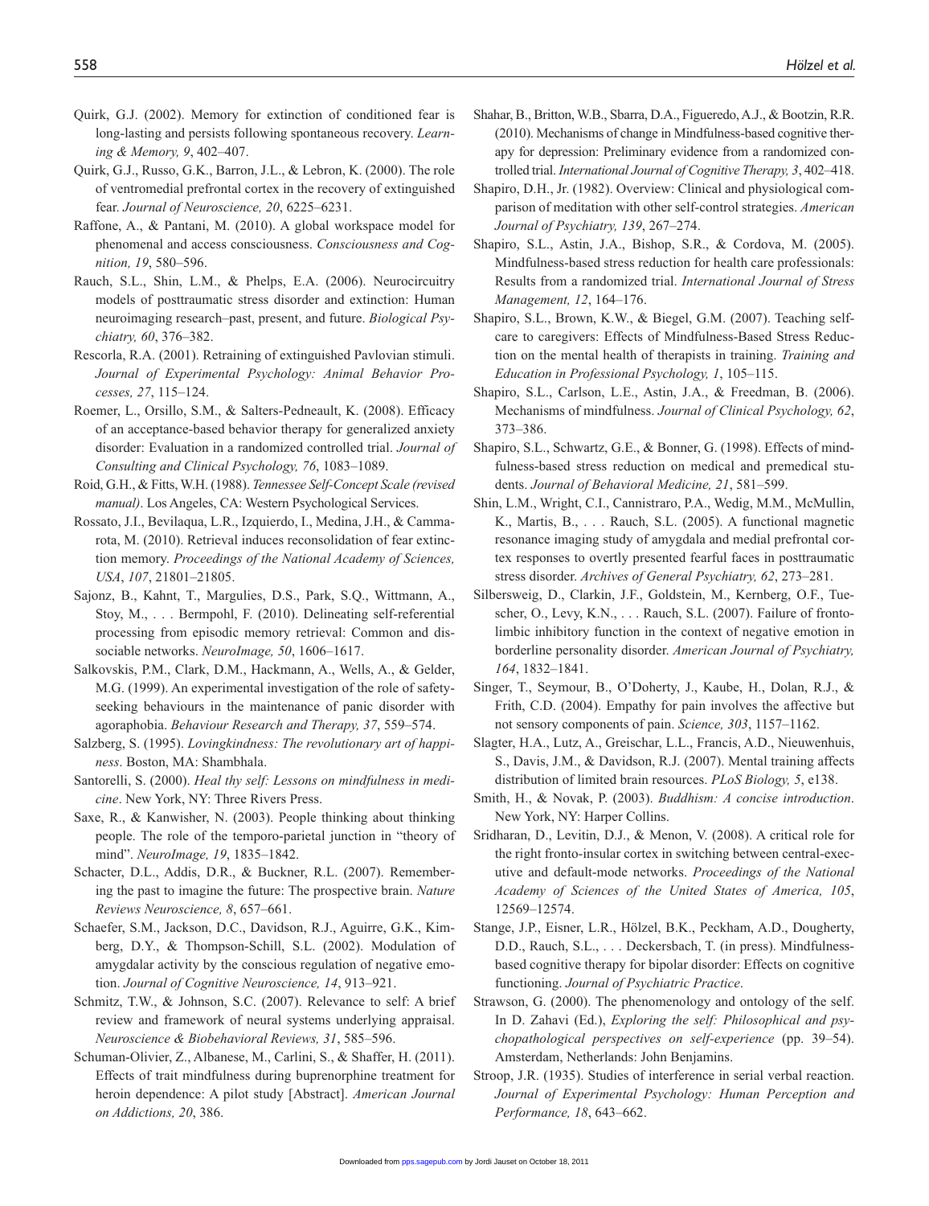Quirk, G.J. (2002). Memory for extinction of conditioned fear is long-lasting and persists following spontaneous recovery. *Learning & Memory, 9*, 402–407.

Quirk, G.J., Russo, G.K., Barron, J.L., & Lebron, K. (2000). The role of ventromedial prefrontal cortex in the recovery of extinguished fear. *Journal of Neuroscience, 20*, 6225–6231.

Raffone, A., & Pantani, M. (2010). A global workspace model for phenomenal and access consciousness. *Consciousness and Cognition, 19*, 580–596.

Rauch, S.L., Shin, L.M., & Phelps, E.A. (2006). Neurocircuitry models of posttraumatic stress disorder and extinction: Human neuroimaging research–past, present, and future. *Biological Psychiatry, 60*, 376–382.

Rescorla, R.A. (2001). Retraining of extinguished Pavlovian stimuli. *Journal of Experimental Psychology: Animal Behavior Processes, 27*, 115–124.

Roemer, L., Orsillo, S.M., & Salters-Pedneault, K. (2008). Efficacy of an acceptance-based behavior therapy for generalized anxiety disorder: Evaluation in a randomized controlled trial. *Journal of Consulting and Clinical Psychology, 76*, 1083–1089.

Roid, G.H., & Fitts, W.H. (1988). *Tennessee Self-Concept Scale (revised manual)*. Los Angeles, CA: Western Psychological Services.

Rossato, J.I., Bevilaqua, L.R., Izquierdo, I., Medina, J.H., & Cammarota, M. (2010). Retrieval induces reconsolidation of fear extinction memory. *Proceedings of the National Academy of Sciences, USA*, *107*, 21801–21805.

Sajonz, B., Kahnt, T., Margulies, D.S., Park, S.Q., Wittmann, A., Stoy, M., . . . Bermpohl, F. (2010). Delineating self-referential processing from episodic memory retrieval: Common and dissociable networks. *NeuroImage, 50*, 1606–1617.

Salkovskis, P.M., Clark, D.M., Hackmann, A., Wells, A., & Gelder, M.G. (1999). An experimental investigation of the role of safety-seeking behaviours in the maintenance of panic disorder with agoraphobia. *Behaviour Research and Therapy, 37*, 559–574.

Salzberg, S. (1995). *Lovingkindness: The revolutionary art of happiness*. Boston, MA: Shambhala.

Santorelli, S. (2000). *Heal thy self: Lessons on mindfulness in medicine*. New York, NY: Three Rivers Press.

Saxe, R., & Kanwisher, N. (2003). People thinking about thinking people. The role of the temporo-parietal junction in "theory of mind". *NeuroImage, 19*, 1835–1842.

Schacter, D.L., Addis, D.R., & Buckner, R.L. (2007). Remembering the past to imagine the future: The prospective brain. *Nature Reviews Neuroscience, 8*, 657–661.

Schaefer, S.M., Jackson, D.C., Davidson, R.J., Aguirre, G.K., Kimberg, D.Y., & Thompson-Schill, S.L. (2002). Modulation of amygdalar activity by the conscious regulation of negative emotion. *Journal of Cognitive Neuroscience, 14*, 913–921.

Schmitz, T.W., & Johnson, S.C. (2007). Relevance to self: A brief review and framework of neural systems underlying appraisal. *Neuroscience & Biobehavioral Reviews, 31*, 585–596.

Schuman-Olivier, Z., Albanese, M., Carlini, S., & Shaffer, H. (2011). Effects of trait mindfulness during buprenorphine treatment for heroin dependence: A pilot study [Abstract]. *American Journal on Addictions, 20*, 386.

Shahar, B., Britton, W.B., Sbarra, D.A., Figueredo, A.J., & Bootzin, R.R. (2010). Mechanisms of change in Mindfulness-based cognitive therapy for depression: Preliminary evidence from a randomized controlled trial. *International Journal of Cognitive Therapy, 3*, 402–418.

Shapiro, D.H., Jr. (1982). Overview: Clinical and physiological comparison of meditation with other self-control strategies. *American Journal of Psychiatry, 139*, 267–274.

Shapiro, S.L., Astin, J.A., Bishop, S.R., & Cordova, M. (2005). Mindfulness-based stress reduction for health care professionals: Results from a randomized trial. *International Journal of Stress Management, 12*, 164–176.

Shapiro, S.L., Brown, K.W., & Biegel, G.M. (2007). Teaching self-care to caregivers: Effects of Mindfulness-Based Stress Reduction on the mental health of therapists in training. *Training and Education in Professional Psychology, 1*, 105–115.

Shapiro, S.L., Carlson, L.E., Astin, J.A., & Freedman, B. (2006). Mechanisms of mindfulness. *Journal of Clinical Psychology, 62*, 373–386.

Shapiro, S.L., Schwartz, G.E., & Bonner, G. (1998). Effects of mindfulness-based stress reduction on medical and premedical students. *Journal of Behavioral Medicine, 21*, 581–599.

Shin, L.M., Wright, C.I., Cannistraro, P.A., Wedig, M.M., McMullin, K., Martis, B., . . . Rauch, S.L. (2005). A functional magnetic resonance imaging study of amygdala and medial prefrontal cortex responses to overtly presented fearful faces in posttraumatic stress disorder. *Archives of General Psychiatry, 62*, 273–281.

Silbersweig, D., Clarkin, J.F., Goldstein, M., Kernberg, O.F., Tuescher, O., Levy, K.N., . . . Rauch, S.L. (2007). Failure of frontolimbic inhibitory function in the context of negative emotion in borderline personality disorder. *American Journal of Psychiatry, 164*, 1832–1841.

Singer, T., Seymour, B., O'Doherty, J., Kaube, H., Dolan, R.J., & Frith, C.D. (2004). Empathy for pain involves the affective but not sensory components of pain. *Science, 303*, 1157–1162.

Slagter, H.A., Lutz, A., Greischar, L.L., Francis, A.D., Nieuwenhuis, S., Davis, J.M., & Davidson, R.J. (2007). Mental training affects distribution of limited brain resources. *PLoS Biology, 5*, e138.

Smith, H., & Novak, P. (2003). *Buddhism: A concise introduction*. New York, NY: Harper Collins.

Sridharan, D., Levitin, D.J., & Menon, V. (2008). A critical role for the right fronto-insular cortex in switching between central-executive and default-mode networks. *Proceedings of the National Academy of Sciences of the United States of America, 105*, 12569–12574.

Stange, J.P., Eisner, L.R., Hölzel, B.K., Peckham, A.D., Dougherty, D.D., Rauch, S.L., . . . Deckersbach, T. (in press). Mindfulness-based cognitive therapy for bipolar disorder: Effects on cognitive functioning. *Journal of Psychiatric Practice*.

Strawson, G. (2000). The phenomenology and ontology of the self. In D. Zahavi (Ed.), *Exploring the self: Philosophical and psychopathological perspectives on self-experience* (pp. 39–54). Amsterdam, Netherlands: John Benjamins.

Stroop, J.R. (1935). Studies of interference in serial verbal reaction. *Journal of Experimental Psychology: Human Perception and Performance, 18*, 643–662.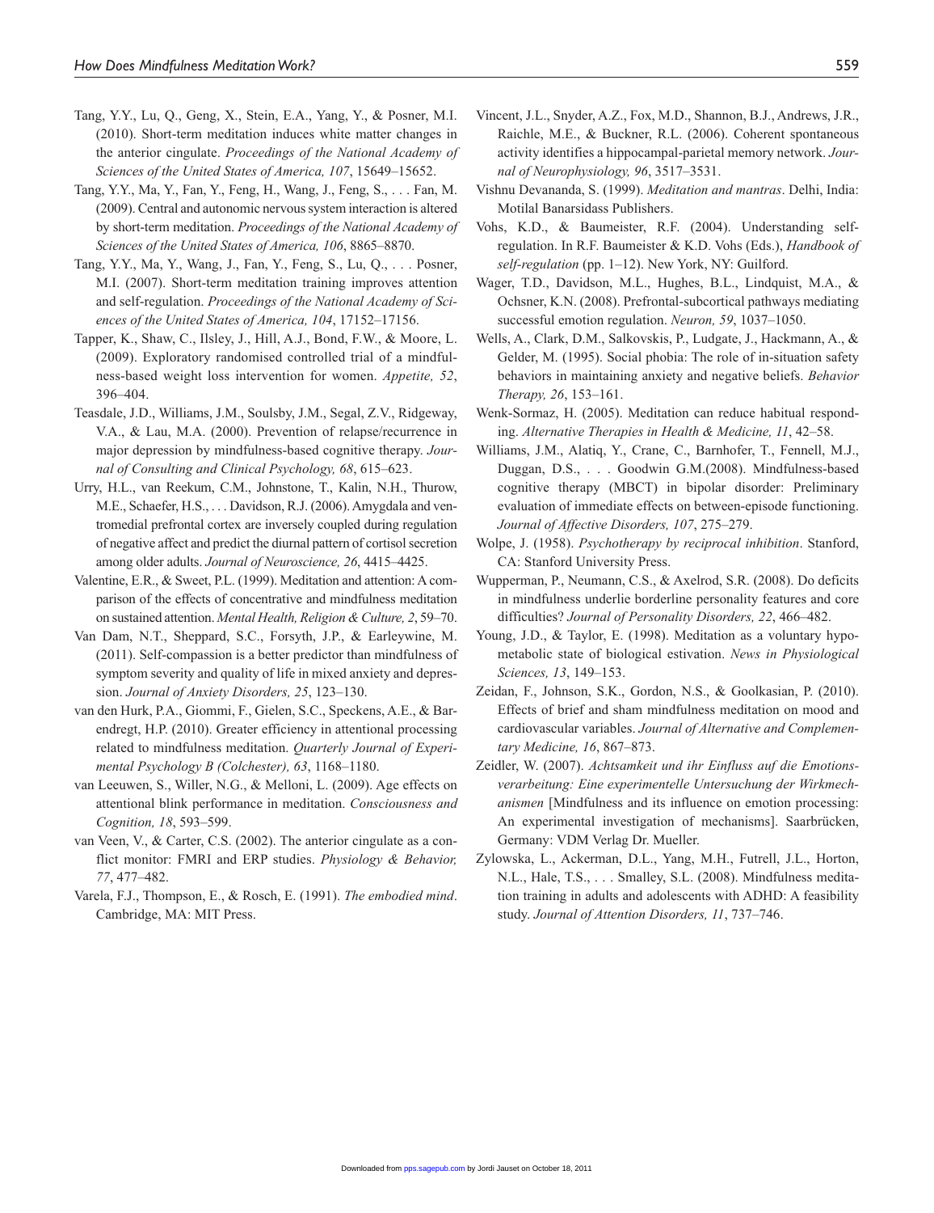Tang, Y.Y., Lu, Q., Geng, X., Stein, E.A., Yang, Y., & Posner, M.I. (2010). Short-term meditation induces white matter changes in the anterior cingulate. *Proceedings of the National Academy of Sciences of the United States of America, 107*, 15649–15652.

Tang, Y.Y., Ma, Y., Fan, Y., Feng, H., Wang, J., Feng, S., . . . Fan, M. (2009). Central and autonomic nervous system interaction is altered by short-term meditation. *Proceedings of the National Academy of Sciences of the United States of America, 106*, 8865–8870.

Tang, Y.Y., Ma, Y., Wang, J., Fan, Y., Feng, S., Lu, Q., . . . Posner, M.I. (2007). Short-term meditation training improves attention and self-regulation. *Proceedings of the National Academy of Sciences of the United States of America, 104*, 17152–17156.

Tapper, K., Shaw, C., Ilsley, J., Hill, A.J., Bond, F.W., & Moore, L. (2009). Exploratory randomised controlled trial of a mindfulness-based weight loss intervention for women. *Appetite, 52*, 396–404.

Teasdale, J.D., Williams, J.M., Soulsby, J.M., Segal, Z.V., Ridgeway, V.A., & Lau, M.A. (2000). Prevention of relapse/recurrence in major depression by mindfulness-based cognitive therapy. *Journal of Consulting and Clinical Psychology, 68*, 615–623.

Urry, H.L., van Reekum, C.M., Johnstone, T., Kalin, N.H., Thurow, M.E., Schaefer, H.S., . . . Davidson, R.J. (2006). Amygdala and ventromedial prefrontal cortex are inversely coupled during regulation of negative affect and predict the diurnal pattern of cortisol secretion among older adults. *Journal of Neuroscience, 26*, 4415–4425.

Valentine, E.R., & Sweet, P.L. (1999). Meditation and attention: A comparison of the effects of concentrative and mindfulness meditation on sustained attention. *Mental Health, Religion & Culture, 2*, 59–70.

Van Dam, N.T., Sheppard, S.C., Forsyth, J.P., & Earleywine, M. (2011). Self-compassion is a better predictor than mindfulness of symptom severity and quality of life in mixed anxiety and depression. *Journal of Anxiety Disorders, 25*, 123–130.

van den Hurk, P.A., Giommi, F., Gielen, S.C., Speckens, A.E., & Barendregt, H.P. (2010). Greater efficiency in attentional processing related to mindfulness meditation. *Quarterly Journal of Experimental Psychology B (Colchester), 63*, 1168–1180.

van Leeuwen, S., Willer, N.G., & Melloni, L. (2009). Age effects on attentional blink performance in meditation. *Consciousness and Cognition, 18*, 593–599.

van Veen, V., & Carter, C.S. (2002). The anterior cingulate as a conflict monitor: FMRI and ERP studies. *Physiology & Behavior, 77*, 477–482.

Varela, F.J., Thompson, E., & Rosch, E. (1991). *The embodied mind*. Cambridge, MA: MIT Press.

Vincent, J.L., Snyder, A.Z., Fox, M.D., Shannon, B.J., Andrews, J.R., Raichle, M.E., & Buckner, R.L. (2006). Coherent spontaneous activity identifies a hippocampal-parietal memory network. *Journal of Neurophysiology, 96*, 3517–3531.

Vishnu Devananda, S. (1999). *Meditation and mantras*. Delhi, India: Motilal Banarsidass Publishers.

Vohs, K.D., & Baumeister, R.F. (2004). Understanding self-regulation. In R.F. Baumeister & K.D. Vohs (Eds.), *Handbook of self-regulation* (pp. 1–12). New York, NY: Guilford.

Wager, T.D., Davidson, M.L., Hughes, B.L., Lindquist, M.A., & Ochsner, K.N. (2008). Prefrontal-subcortical pathways mediating successful emotion regulation. *Neuron, 59*, 1037–1050.

Wells, A., Clark, D.M., Salkovskis, P., Ludgate, J., Hackmann, A., & Gelder, M. (1995). Social phobia: The role of in-situation safety behaviors in maintaining anxiety and negative beliefs. *Behavior Therapy, 26*, 153–161.

Wenk-Sormaz, H. (2005). Meditation can reduce habitual responding. *Alternative Therapies in Health & Medicine, 11*, 42–58.

Williams, J.M., Alatiq, Y., Crane, C., Barnhofer, T., Fennell, M.J., Duggan, D.S., . . . Goodwin G.M.(2008). Mindfulness-based cognitive therapy (MBCT) in bipolar disorder: Preliminary evaluation of immediate effects on between-episode functioning. *Journal of Affective Disorders, 107*, 275–279.

Wolpe, J. (1958). *Psychotherapy by reciprocal inhibition*. Stanford, CA: Stanford University Press.

Wupperman, P., Neumann, C.S., & Axelrod, S.R. (2008). Do deficits in mindfulness underlie borderline personality features and core difficulties? *Journal of Personality Disorders, 22*, 466–482.

Young, J.D., & Taylor, E. (1998). Meditation as a voluntary hypometabolic state of biological estivation. *News in Physiological Sciences, 13*, 149–153.

Zeidan, F., Johnson, S.K., Gordon, N.S., & Goolkasian, P. (2010). Effects of brief and sham mindfulness meditation on mood and cardiovascular variables. *Journal of Alternative and Complementary Medicine, 16*, 867–873.

Zeidler, W. (2007). *Achtsamkeit und ihr Einfluss auf die Emotionsverarbeitung: Eine experimentelle Untersuchung der Wirkmechanismen* [Mindfulness and its influence on emotion processing: An experimental investigation of mechanisms]. Saarbrücken, Germany: VDM Verlag Dr. Mueller.

Zylowska, L., Ackerman, D.L., Yang, M.H., Futrell, J.L., Horton, N.L., Hale, T.S., . . . Smalley, S.L. (2008). Mindfulness meditation training in adults and adolescents with ADHD: A feasibility study. *Journal of Attention Disorders, 11*, 737–746.